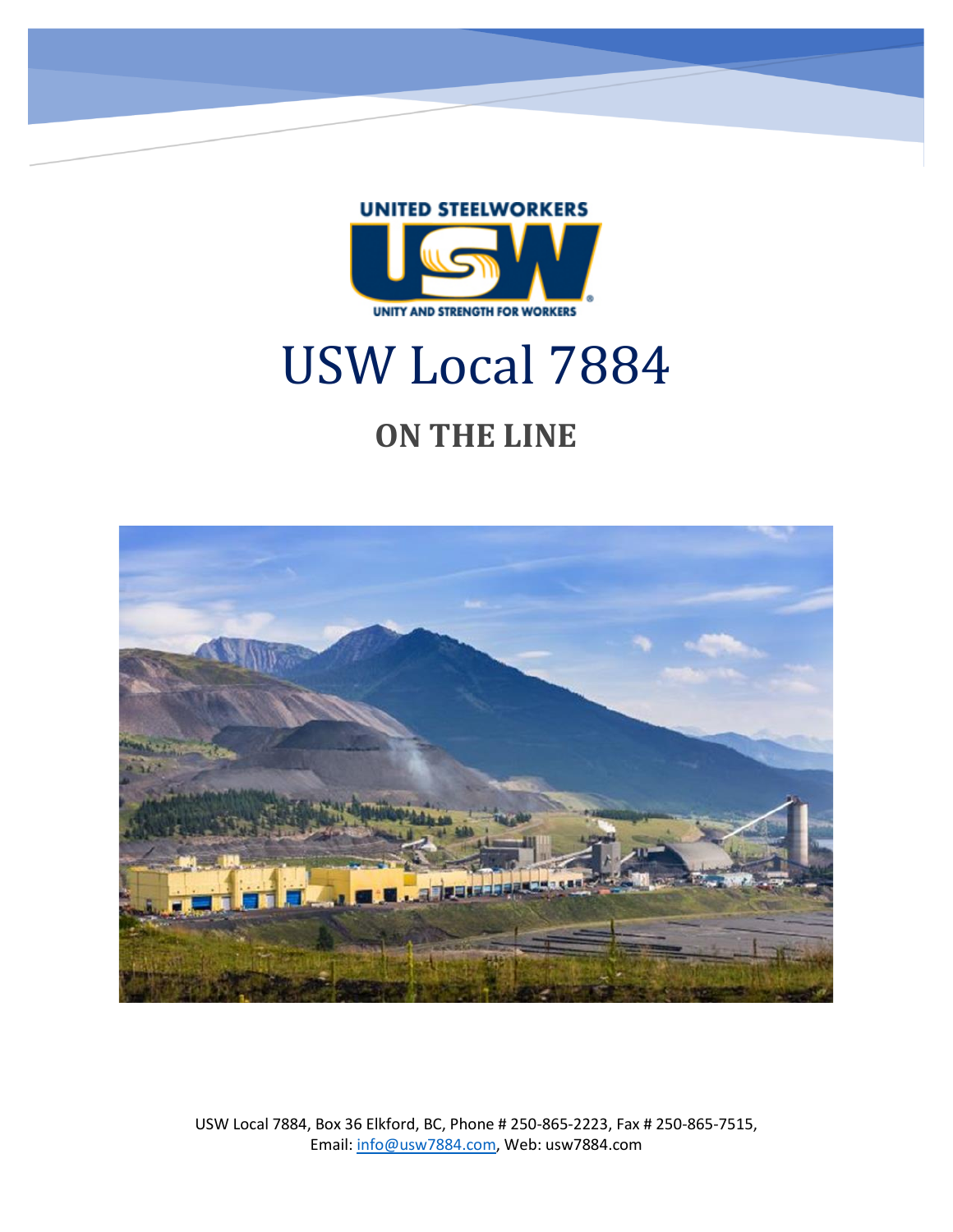# USW Local 7884

## ON THE LINE

USW Local 7884, Box 36 Elkford, BC, Phone # 250-865-2223, Fax # 250-865-7515, Email: info@usw7884.com, Web: usw7884.com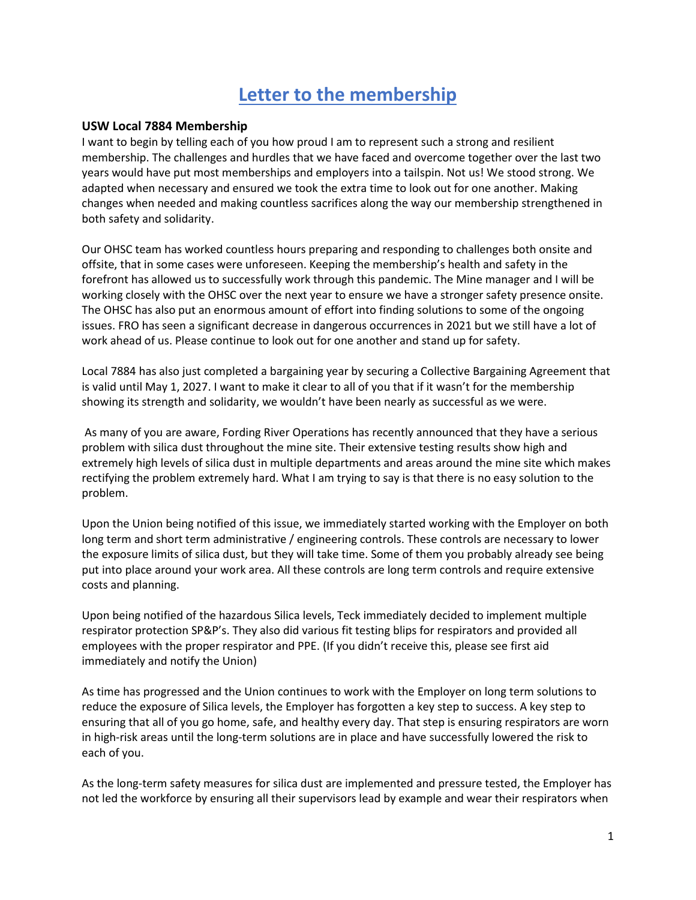# Letter to the membership

### USW Local 7884 Membership

I want to begin by telling each of you how proud I am to represent such a strong and resilient membership. The challenges and hurdles that we have faced and overcome together over the last two years would have put most memberships and employers into a tailspin. Not us! We stood strong. We adapted when necessary and ensured we took the extra time to look out for one another. Making changes when needed and making countless sacrifices along the way our membership strengthened in both safety and solidarity.

Our OHSC team has worked countless hours preparing and responding to challenges both onsite and offsite, that in some cases were unforeseen. Keeping the membership's health and safety in the forefront has allowed us to successfully work through this pandemic. The Mine manager and I will be working closely with the OHSC over the next year to ensure we have a stronger safety presence onsite. The OHSC has also put an enormous amount of effort into finding solutions to some of the ongoing issues. FRO has seen a significant decrease in dangerous occurrences in 2021 but we still have a lot of work ahead of us. Please continue to look out for one another and stand up for safety.

Local 7884 has also just completed a bargaining year by securing a Collective Bargaining Agreement that is valid until May 1, 2027. I want to make it clear to all of you that if it wasn't for the membership showing its strength and solidarity, we wouldn't have been nearly as successful as we were.

As many of you are aware, Fording River Operations has recently announced that they have a serious problem with silica dust throughout the mine site. Their extensive testing results show high and extremely high levels of silica dust in multiple departments and areas around the mine site which makes rectifying the problem extremely hard. What I am trying to say is that there is no easy solution to the problem.

Upon the Union being notified of this issue, we immediately started working with the Employer on both long term and short term administrative / engineering controls. These controls are necessary to lower the exposure limits of silica dust, but they will take time. Some of them you probably already see being put into place around your work area. All these controls are long term controls and require extensive costs and planning.

Upon being notified of the hazardous Silica levels, Teck immediately decided to implement multiple respirator protection SP&P's. They also did various fit testing blips for respirators and provided all employees with the proper respirator and PPE. (If you didn't receive this, please see first aid immediately and notify the Union)

As time has progressed and the Union continues to work with the Employer on long term solutions to reduce the exposure of Silica levels, the Employer has forgotten a key step to success. A key step to ensuring that all of you go home, safe, and healthy every day. That step is ensuring respirators are worn in high-risk areas until the long-term solutions are in place and have successfully lowered the risk to each of you.

As the long-term safety measures for silica dust are implemented and pressure tested, the Employer has not led the workforce by ensuring all their supervisors lead by example and wear their respirators when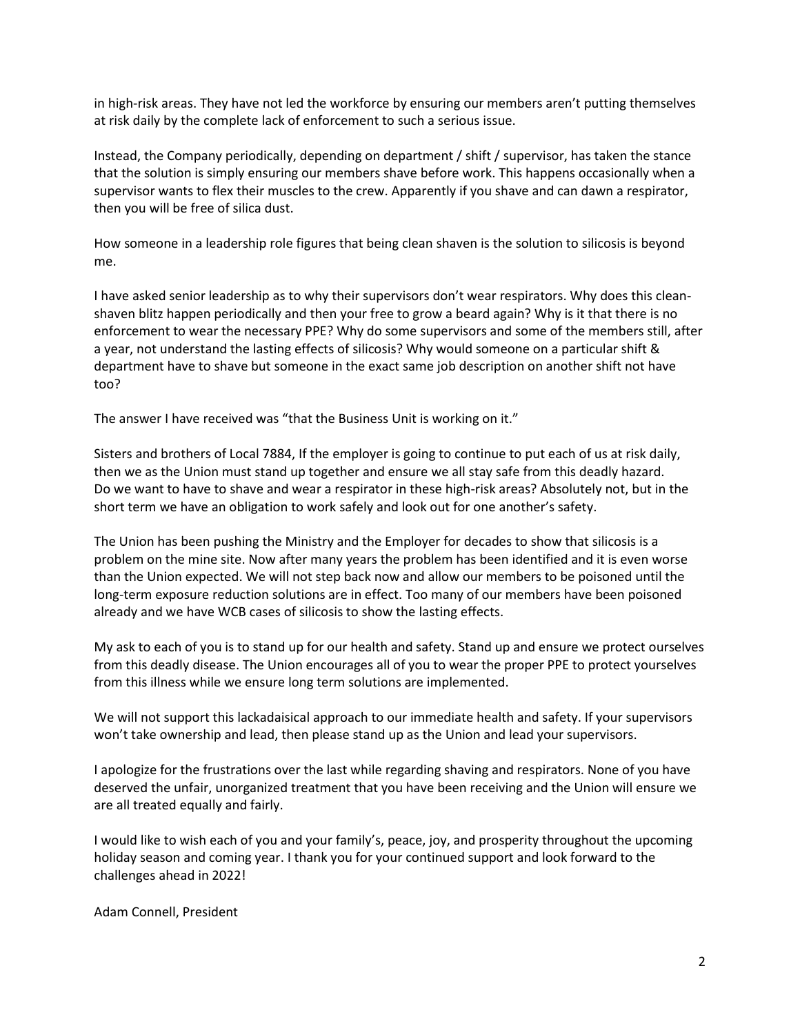in high-risk areas. They have not led the workforce by ensuring our members aren't putting themselves at risk daily by the complete lack of enforcement to such a serious issue.

Instead, the Company periodically, depending on department / shift / supervisor, has taken the stance that the solution is simply ensuring our members shave before work. This happens occasionally when a supervisor wants to flex their muscles to the crew. Apparently if you shave and can dawn a respirator, then you will be free of silica dust.

How someone in a leadership role figures that being clean shaven is the solution to silicosis is beyond me.

I have asked senior leadership as to why their supervisors don't wear respirators. Why does this clean-shaven blitz happen periodically and then your free to grow a beard again? Why is it that there is no enforcement to wear the necessary PPE? Why do some supervisors and some of the members still, after a year, not understand the lasting effects of silicosis? Why would someone on a particular shift & department have to shave but someone in the exact same job description on another shift not have too?

The answer I have received was "that the Business Unit is working on it."

Sisters and brothers of Local 7884, If the employer is going to continue to put each of us at risk daily, then we as the Union must stand up together and ensure we all stay safe from this deadly hazard. Do we want to have to shave and wear a respirator in these high-risk areas? Absolutely not, but in the short term we have an obligation to work safely and look out for one another's safety.

The Union has been pushing the Ministry and the Employer for decades to show that silicosis is a problem on the mine site. Now after many years the problem has been identified and it is even worse than the Union expected. We will not step back now and allow our members to be poisoned until the long-term exposure reduction solutions are in effect. Too many of our members have been poisoned already and we have WCB cases of silicosis to show the lasting effects.

My ask to each of you is to stand up for our health and safety. Stand up and ensure we protect ourselves from this deadly disease. The Union encourages all of you to wear the proper PPE to protect yourselves from this illness while we ensure long term solutions are implemented.

We will not support this lackadaisical approach to our immediate health and safety. If your supervisors won't take ownership and lead, then please stand up as the Union and lead your supervisors.

I apologize for the frustrations over the last while regarding shaving and respirators. None of you have deserved the unfair, unorganized treatment that you have been receiving and the Union will ensure we are all treated equally and fairly.

I would like to wish each of you and your family's, peace, joy, and prosperity throughout the upcoming holiday season and coming year. I thank you for your continued support and look forward to the challenges ahead in 2022!

Adam Connell, President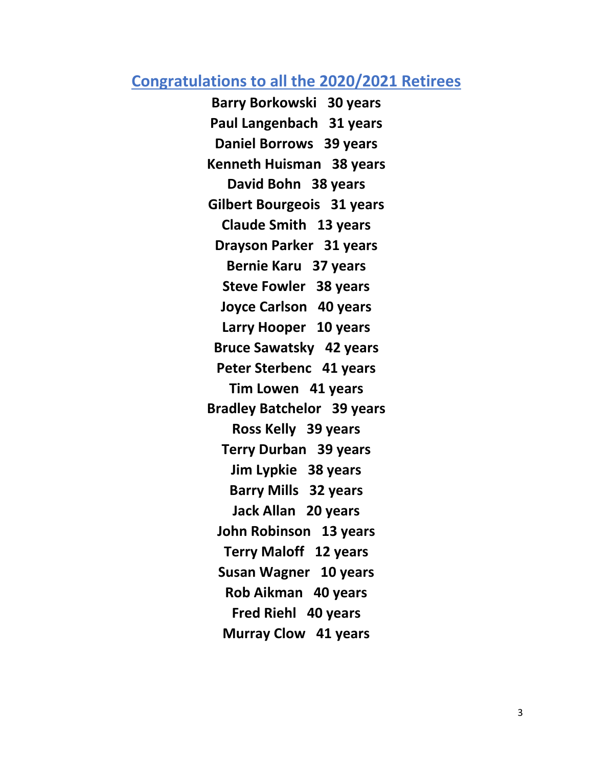## Congratulations to all the 2020/2021 Retirees

**Barry Borkowski 30 years**

**Paul Langenbach 31 years**

**Daniel Borrows 39 years**

**Kenneth Huisman 38 years**

**David Bohn 38 years**

**Gilbert Bourgeois 31 years**

**Claude Smith 13 years**

**Drayson Parker 31 years**

**Bernie Karu 37 years**

**Steve Fowler 38 years**

**Joyce Carlson 40 years**

**Larry Hooper 10 years**

**Bruce Sawatsky 42 years**

**Peter Sterbenc 41 years**

**Tim Lowen 41 years**

**Bradley Batchelor 39 years**

**Ross Kelly 39 years**

**Terry Durban 39 years**

**Jim Lypkie 38 years**

**Barry Mills 32 years**

**Jack Allan 20 years**

**John Robinson 13 years**

**Terry Maloff 12 years**

**Susan Wagner 10 years**

**Rob Aikman 40 years**

**Fred Riehl 40 years**

**Murray Clow 41 years**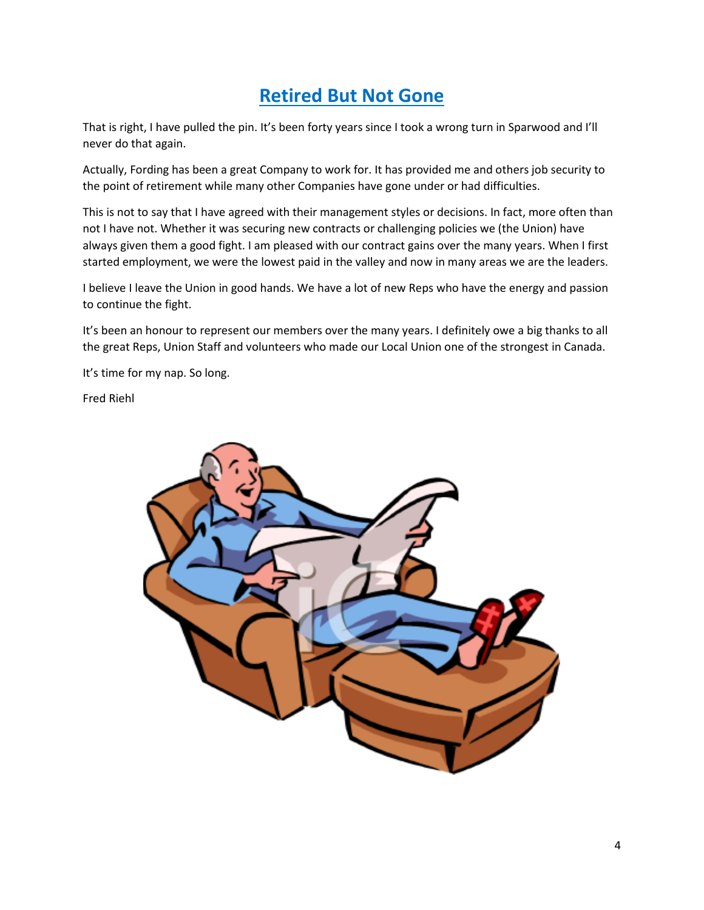# Retired But Not Gone

That is right, I have pulled the pin. It's been forty years since I took a wrong turn in Sparwood and I'll never do that again.

Actually, Fording has been a great Company to work for. It has provided me and others job security to the point of retirement while many other Companies have gone under or had difficulties.

This is not to say that I have agreed with their management styles or decisions. In fact, more often than not I have not. Whether it was securing new contracts or challenging policies we (the Union) have always given them a good fight. I am pleased with our contract gains over the many years. When I first started employment, we were the lowest paid in the valley and now in many areas we are the leaders.

I believe I leave the Union in good hands. We have a lot of new Reps who have the energy and passion to continue the fight.

It's been an honour to represent our members over the many years. I definitely owe a big thanks to all the great Reps, Union Staff and volunteers who made our Local Union one of the strongest in Canada.

It's time for my nap. So long.

Fred Riehl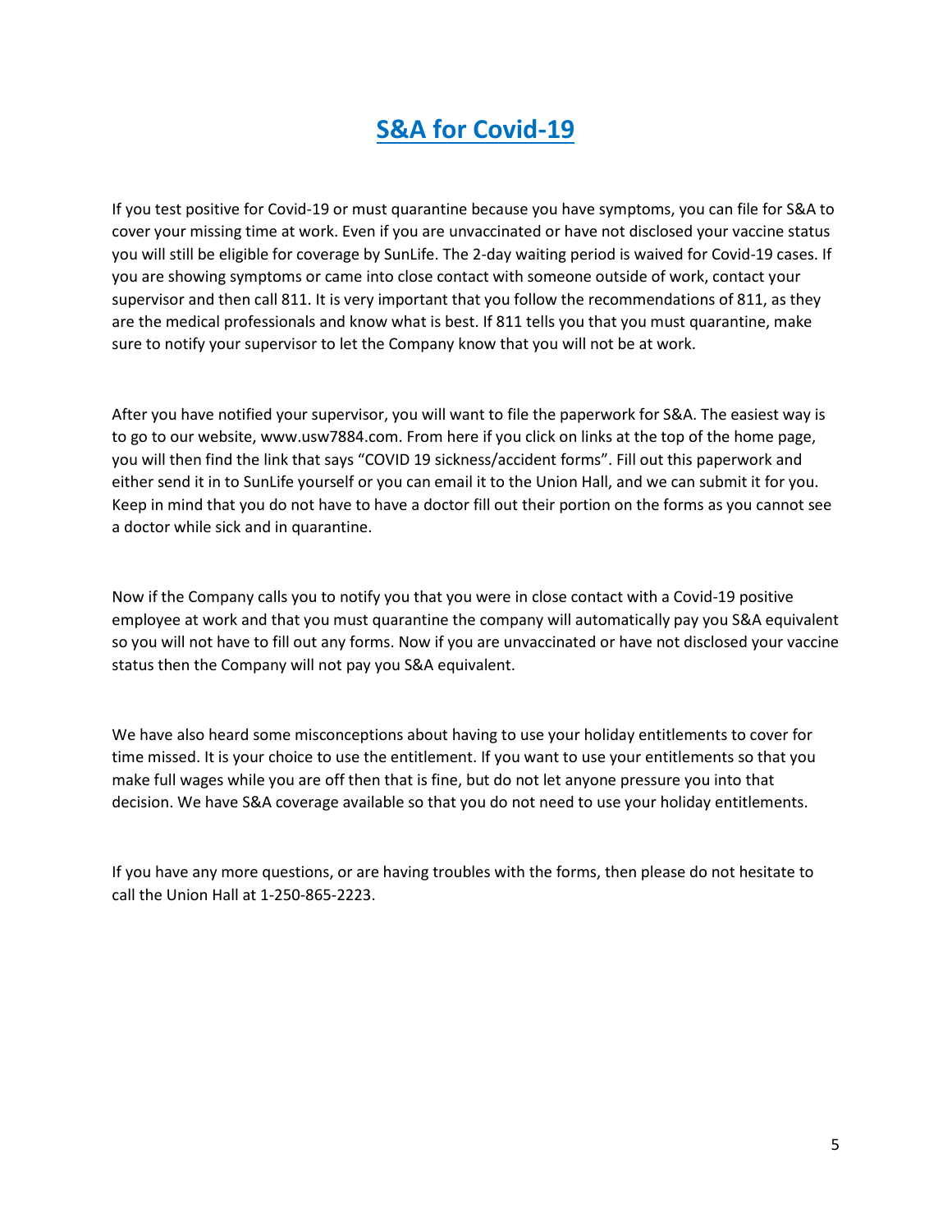# S&A for Covid-19

If you test positive for Covid-19 or must quarantine because you have symptoms, you can file for S&A to cover your missing time at work. Even if you are unvaccinated or have not disclosed your vaccine status you will still be eligible for coverage by SunLife. The 2-day waiting period is waived for Covid-19 cases. If you are showing symptoms or came into close contact with someone outside of work, contact your supervisor and then call 811. It is very important that you follow the recommendations of 811, as they are the medical professionals and know what is best. If 811 tells you that you must quarantine, make sure to notify your supervisor to let the Company know that you will not be at work.

After you have notified your supervisor, you will want to file the paperwork for S&A. The easiest way is to go to our website, www.usw7884.com. From here if you click on links at the top of the home page, you will then find the link that says "COVID 19 sickness/accident forms". Fill out this paperwork and either send it in to SunLife yourself or you can email it to the Union Hall, and we can submit it for you. Keep in mind that you do not have to have a doctor fill out their portion on the forms as you cannot see a doctor while sick and in quarantine.

Now if the Company calls you to notify you that you were in close contact with a Covid-19 positive employee at work and that you must quarantine the company will automatically pay you S&A equivalent so you will not have to fill out any forms. Now if you are unvaccinated or have not disclosed your vaccine status then the Company will not pay you S&A equivalent.

We have also heard some misconceptions about having to use your holiday entitlements to cover for time missed. It is your choice to use the entitlement. If you want to use your entitlements so that you make full wages while you are off then that is fine, but do not let anyone pressure you into that decision. We have S&A coverage available so that you do not need to use your holiday entitlements.

If you have any more questions, or are having troubles with the forms, then please do not hesitate to call the Union Hall at 1-250-865-2223.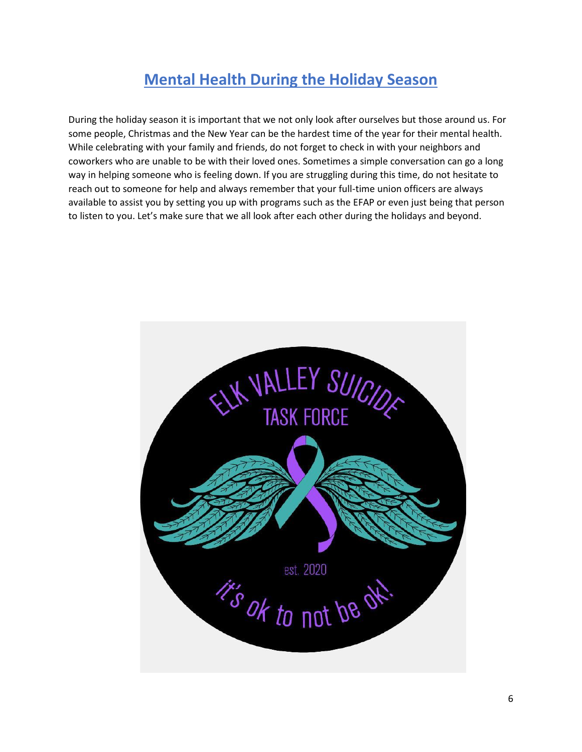## Mental Health During the Holiday Season

During the holiday season it is important that we not only look after ourselves but those around us. For some people, Christmas and the New Year can be the hardest time of the year for their mental health. While celebrating with your family and friends, do not forget to check in with your neighbors and coworkers who are unable to be with their loved ones. Sometimes a simple conversation can go a long way in helping someone who is feeling down. If you are struggling during this time, do not hesitate to reach out to someone for help and always remember that your full-time union officers are always available to assist you by setting you up with programs such as the EFAP or even just being that person to listen to you. Let's make sure that we all look after each other during the holidays and beyond.

ELK VALLEY SUICIDE TASK FORCE

est. 2020

it's ok to not be ok!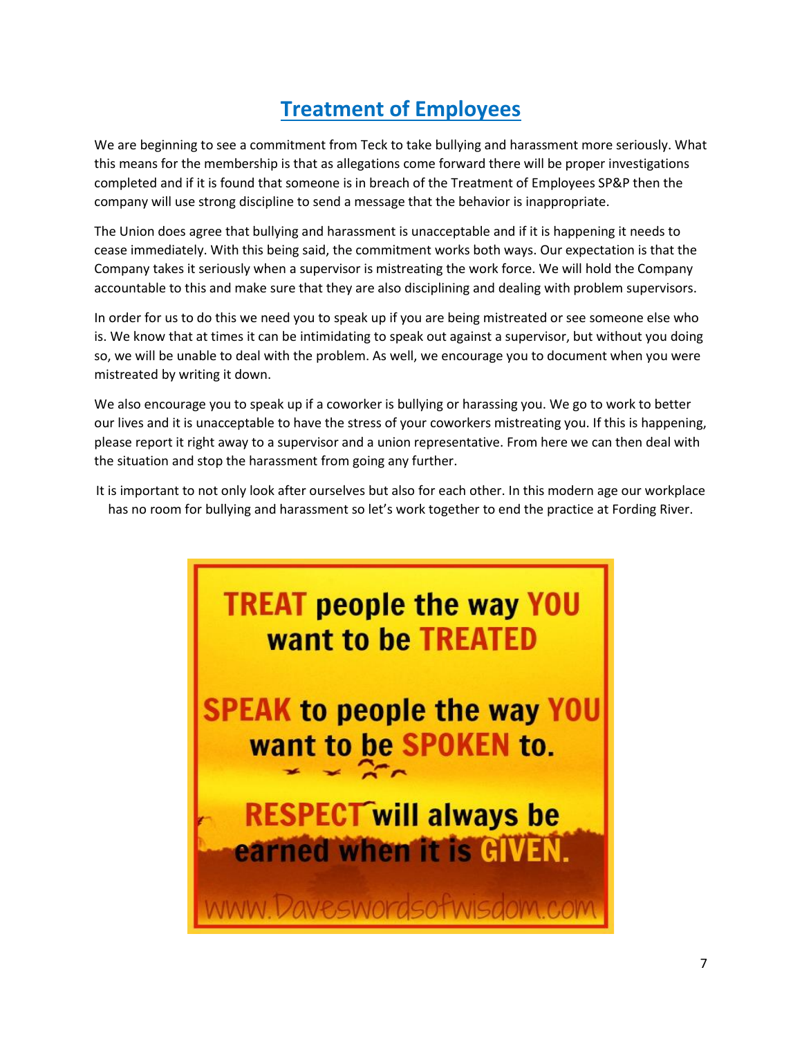# Treatment of Employees

We are beginning to see a commitment from Teck to take bullying and harassment more seriously. What this means for the membership is that as allegations come forward there will be proper investigations completed and if it is found that someone is in breach of the Treatment of Employees SP&P then the company will use strong discipline to send a message that the behavior is inappropriate.

The Union does agree that bullying and harassment is unacceptable and if it is happening it needs to cease immediately. With this being said, the commitment works both ways. Our expectation is that the Company takes it seriously when a supervisor is mistreating the work force. We will hold the Company accountable to this and make sure that they are also disciplining and dealing with problem supervisors.

In order for us to do this we need you to speak up if you are being mistreated or see someone else who is. We know that at times it can be intimidating to speak out against a supervisor, but without you doing so, we will be unable to deal with the problem. As well, we encourage you to document when you were mistreated by writing it down.

We also encourage you to speak up if a coworker is bullying or harassing you. We go to work to better our lives and it is unacceptable to have the stress of your coworkers mistreating you. If this is happening, please report it right away to a supervisor and a union representative. From here we can then deal with the situation and stop the harassment from going any further.

It is important to not only look after ourselves but also for each other. In this modern age our workplace has no room for bullying and harassment so let's work together to end the practice at Fording River.

**TREAT people the way YOU want to be TREATED**

**SPEAK to people the way YOU want to be SPOKEN to.**

**RESPECT will always be earned when it is GIVEN.**

www.Daveswordsofwisdom.com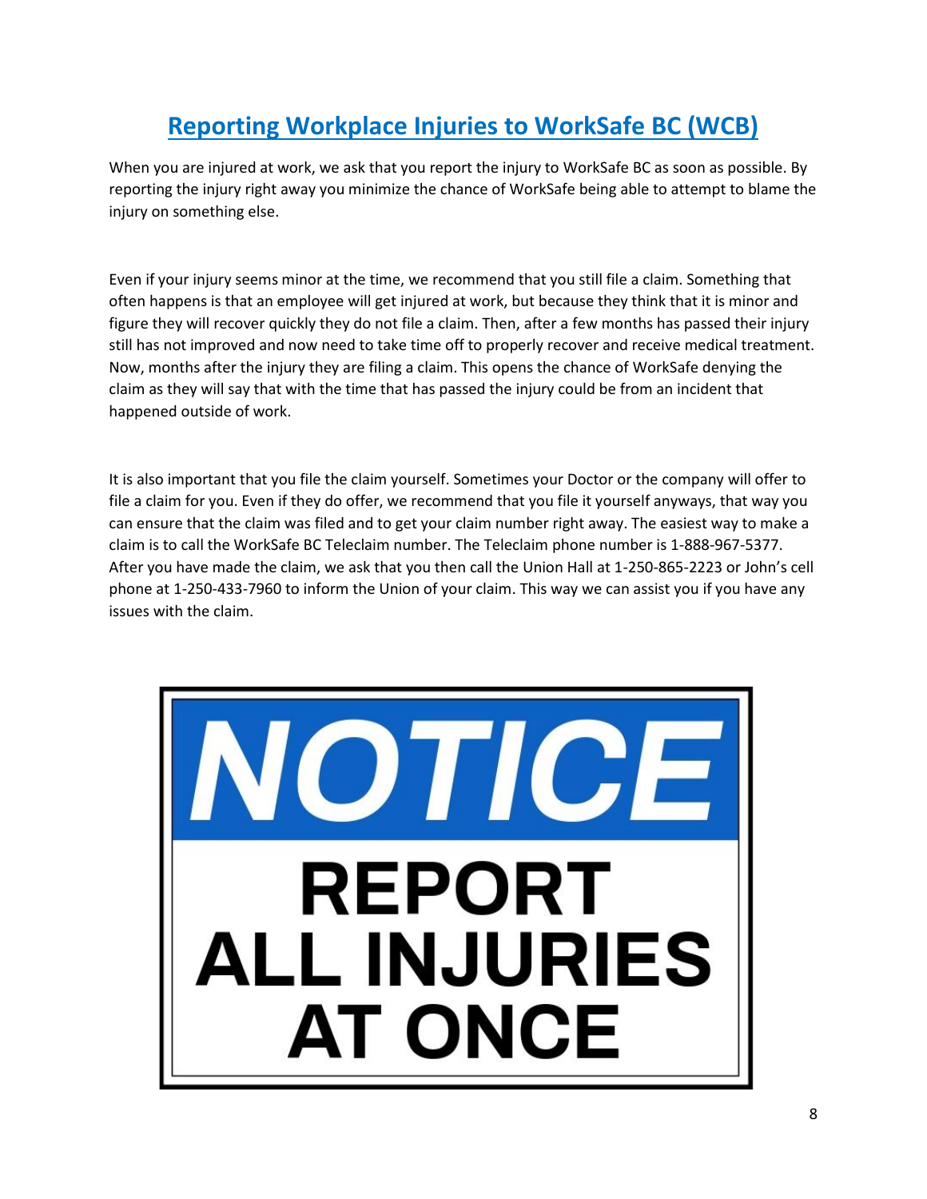# Reporting Workplace Injuries to WorkSafe BC (WCB)

When you are injured at work, we ask that you report the injury to WorkSafe BC as soon as possible. By reporting the injury right away you minimize the chance of WorkSafe being able to attempt to blame the injury on something else.

Even if your injury seems minor at the time, we recommend that you still file a claim. Something that often happens is that an employee will get injured at work, but because they think that it is minor and figure they will recover quickly they do not file a claim. Then, after a few months has passed their injury still has not improved and now need to take time off to properly recover and receive medical treatment. Now, months after the injury they are filing a claim. This opens the chance of WorkSafe denying the claim as they will say that with the time that has passed the injury could be from an incident that happened outside of work.

It is also important that you file the claim yourself. Sometimes your Doctor or the company will offer to file a claim for you. Even if they do offer, we recommend that you file it yourself anyways, that way you can ensure that the claim was filed and to get your claim number right away. The easiest way to make a claim is to call the WorkSafe BC Teleclaim number. The Teleclaim phone number is 1-888-967-5377. After you have made the claim, we ask that you then call the Union Hall at 1-250-865-2223 or John's cell phone at 1-250-433-7960 to inform the Union of your claim. This way we can assist you if you have any issues with the claim.

**NOTICE**

**REPORT ALL INJURIES AT ONCE**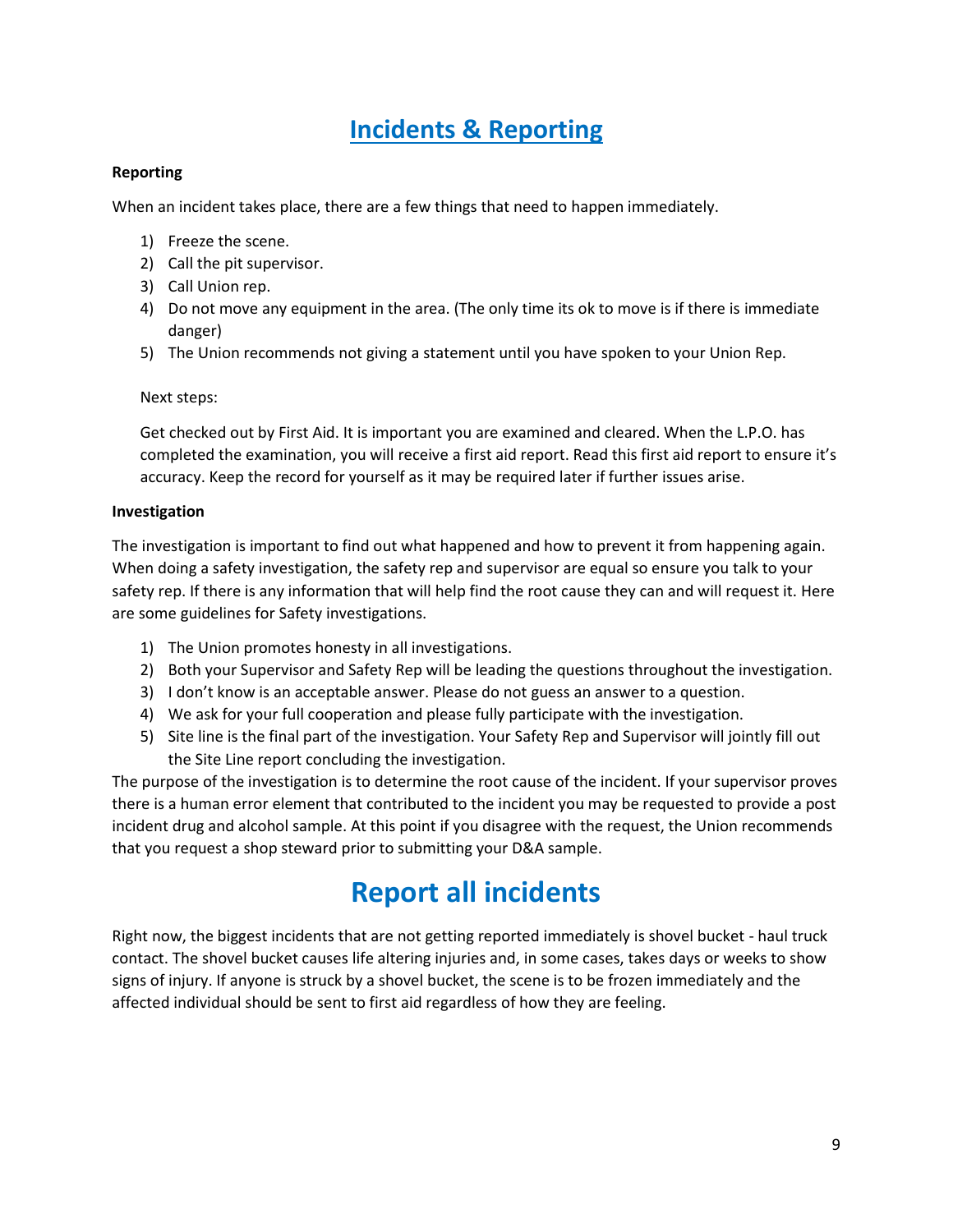# Incidents & Reporting

**Reporting**

When an incident takes place, there are a few things that need to happen immediately.

1) Freeze the scene.
2) Call the pit supervisor.
3) Call Union rep.
4) Do not move any equipment in the area. (The only time its ok to move is if there is immediate danger)
5) The Union recommends not giving a statement until you have spoken to your Union Rep.

Next steps:

Get checked out by First Aid. It is important you are examined and cleared. When the L.P.O. has completed the examination, you will receive a first aid report. Read this first aid report to ensure it's accuracy. Keep the record for yourself as it may be required later if further issues arise.

**Investigation**

The investigation is important to find out what happened and how to prevent it from happening again. When doing a safety investigation, the safety rep and supervisor are equal so ensure you talk to your safety rep. If there is any information that will help find the root cause they can and will request it. Here are some guidelines for Safety investigations.

1) The Union promotes honesty in all investigations.
2) Both your Supervisor and Safety Rep will be leading the questions throughout the investigation.
3) I don't know is an acceptable answer. Please do not guess an answer to a question.
4) We ask for your full cooperation and please fully participate with the investigation.
5) Site line is the final part of the investigation. Your Safety Rep and Supervisor will jointly fill out the Site Line report concluding the investigation.

The purpose of the investigation is to determine the root cause of the incident. If your supervisor proves there is a human error element that contributed to the incident you may be requested to provide a post incident drug and alcohol sample. At this point if you disagree with the request, the Union recommends that you request a shop steward prior to submitting your D&A sample.

# Report all incidents

Right now, the biggest incidents that are not getting reported immediately is shovel bucket - haul truck contact. The shovel bucket causes life altering injuries and, in some cases, takes days or weeks to show signs of injury. If anyone is struck by a shovel bucket, the scene is to be frozen immediately and the affected individual should be sent to first aid regardless of how they are feeling.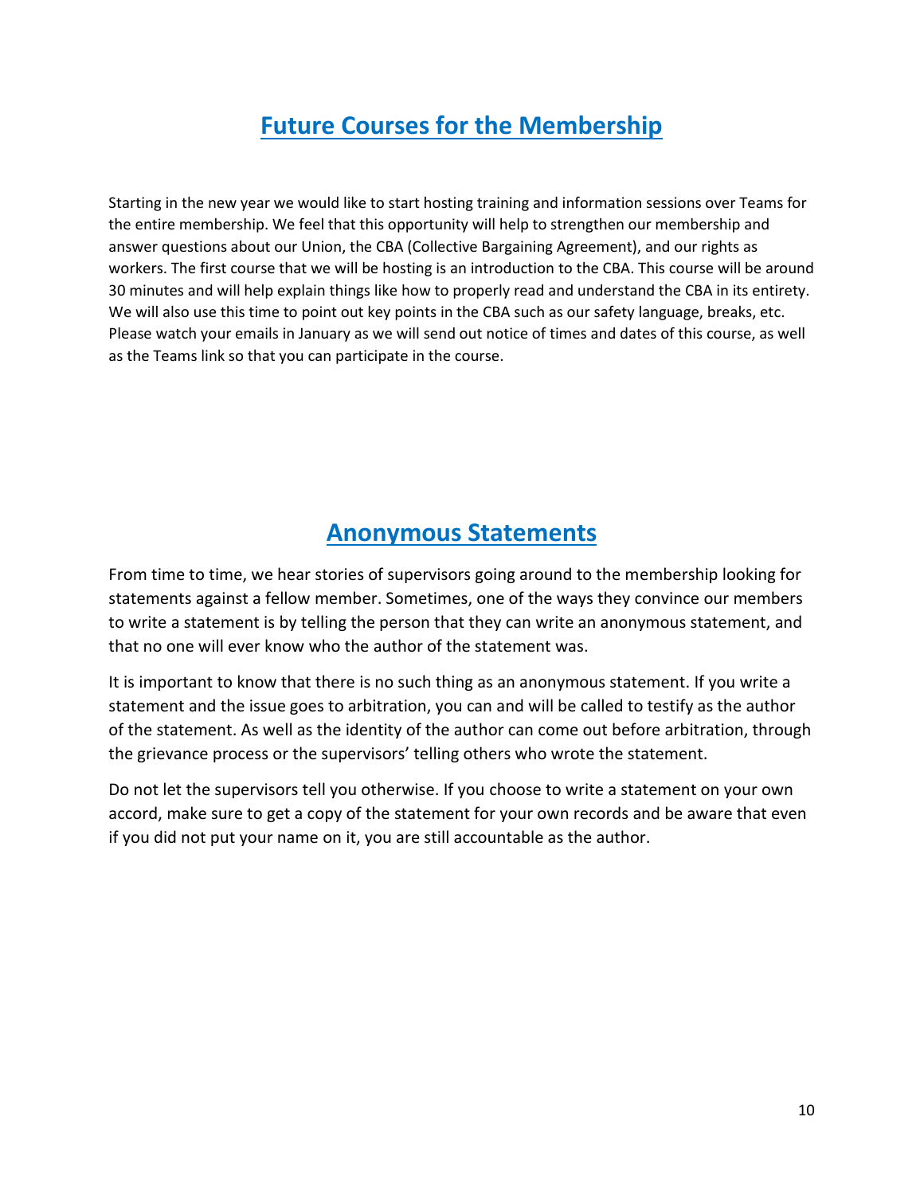## Future Courses for the Membership

Starting in the new year we would like to start hosting training and information sessions over Teams for the entire membership. We feel that this opportunity will help to strengthen our membership and answer questions about our Union, the CBA (Collective Bargaining Agreement), and our rights as workers. The first course that we will be hosting is an introduction to the CBA. This course will be around 30 minutes and will help explain things like how to properly read and understand the CBA in its entirety. We will also use this time to point out key points in the CBA such as our safety language, breaks, etc. Please watch your emails in January as we will send out notice of times and dates of this course, as well as the Teams link so that you can participate in the course.

## Anonymous Statements

From time to time, we hear stories of supervisors going around to the membership looking for statements against a fellow member. Sometimes, one of the ways they convince our members to write a statement is by telling the person that they can write an anonymous statement, and that no one will ever know who the author of the statement was.

It is important to know that there is no such thing as an anonymous statement. If you write a statement and the issue goes to arbitration, you can and will be called to testify as the author of the statement. As well as the identity of the author can come out before arbitration, through the grievance process or the supervisors' telling others who wrote the statement.

Do not let the supervisors tell you otherwise. If you choose to write a statement on your own accord, make sure to get a copy of the statement for your own records and be aware that even if you did not put your name on it, you are still accountable as the author.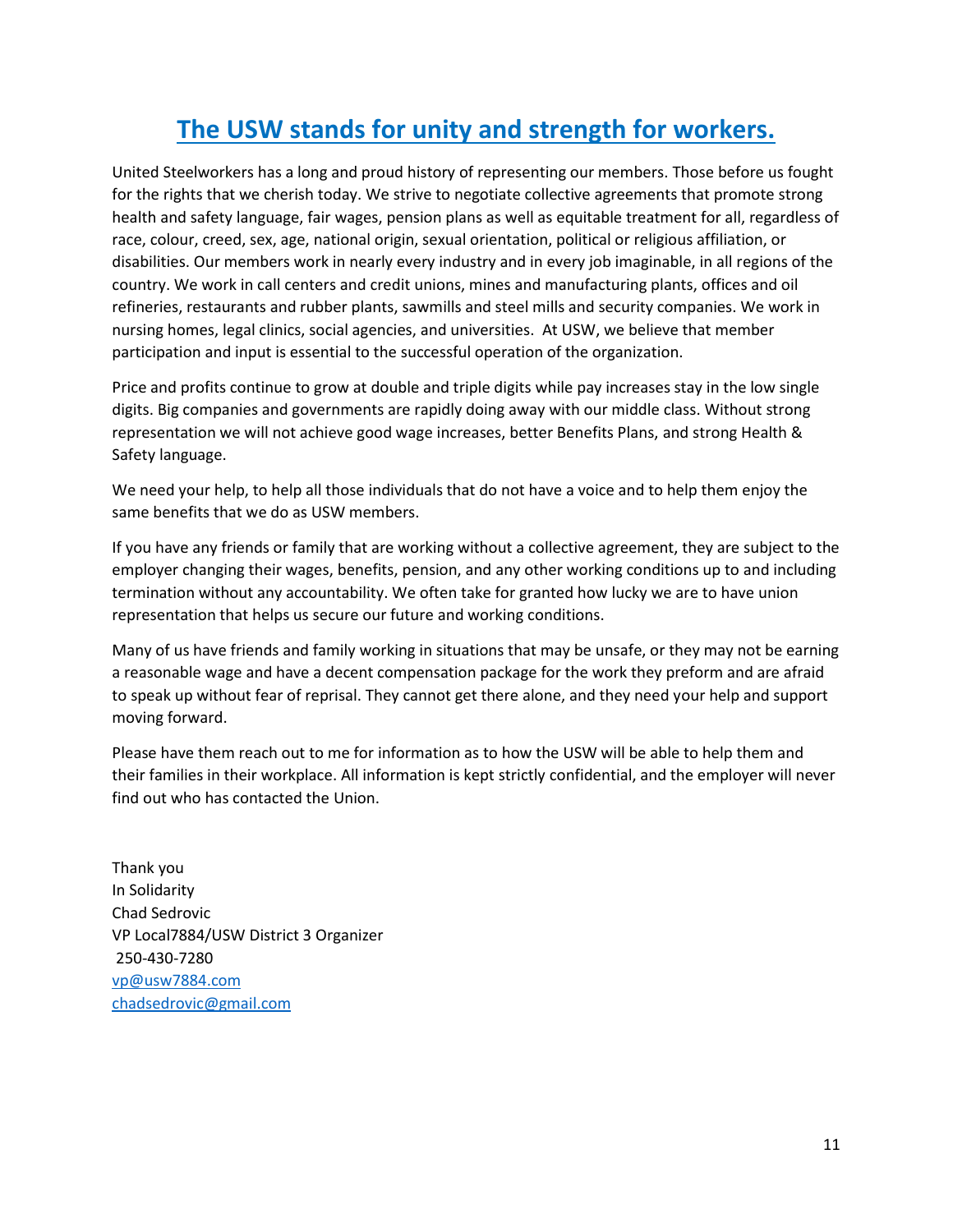# [The USW stands for unity and strength for workers.]()

United Steelworkers has a long and proud history of representing our members. Those before us fought for the rights that we cherish today. We strive to negotiate collective agreements that promote strong health and safety language, fair wages, pension plans as well as equitable treatment for all, regardless of race, colour, creed, sex, age, national origin, sexual orientation, political or religious affiliation, or disabilities. Our members work in nearly every industry and in every job imaginable, in all regions of the country. We work in call centers and credit unions, mines and manufacturing plants, offices and oil refineries, restaurants and rubber plants, sawmills and steel mills and security companies. We work in nursing homes, legal clinics, social agencies, and universities. At USW, we believe that member participation and input is essential to the successful operation of the organization.

Price and profits continue to grow at double and triple digits while pay increases stay in the low single digits. Big companies and governments are rapidly doing away with our middle class. Without strong representation we will not achieve good wage increases, better Benefits Plans, and strong Health & Safety language.

We need your help, to help all those individuals that do not have a voice and to help them enjoy the same benefits that we do as USW members.

If you have any friends or family that are working without a collective agreement, they are subject to the employer changing their wages, benefits, pension, and any other working conditions up to and including termination without any accountability. We often take for granted how lucky we are to have union representation that helps us secure our future and working conditions.

Many of us have friends and family working in situations that may be unsafe, or they may not be earning a reasonable wage and have a decent compensation package for the work they preform and are afraid to speak up without fear of reprisal. They cannot get there alone, and they need your help and support moving forward.

Please have them reach out to me for information as to how the USW will be able to help them and their families in their workplace. All information is kept strictly confidential, and the employer will never find out who has contacted the Union.

Thank you  
In Solidarity  
Chad Sedrovic  
VP Local7884/USW District 3 Organizer  
250-430-7280  
[vp@usw7884.com](mailto:vp@usw7884.com)  
[chadsedrovic@gmail.com](mailto:chadsedrovic@gmail.com)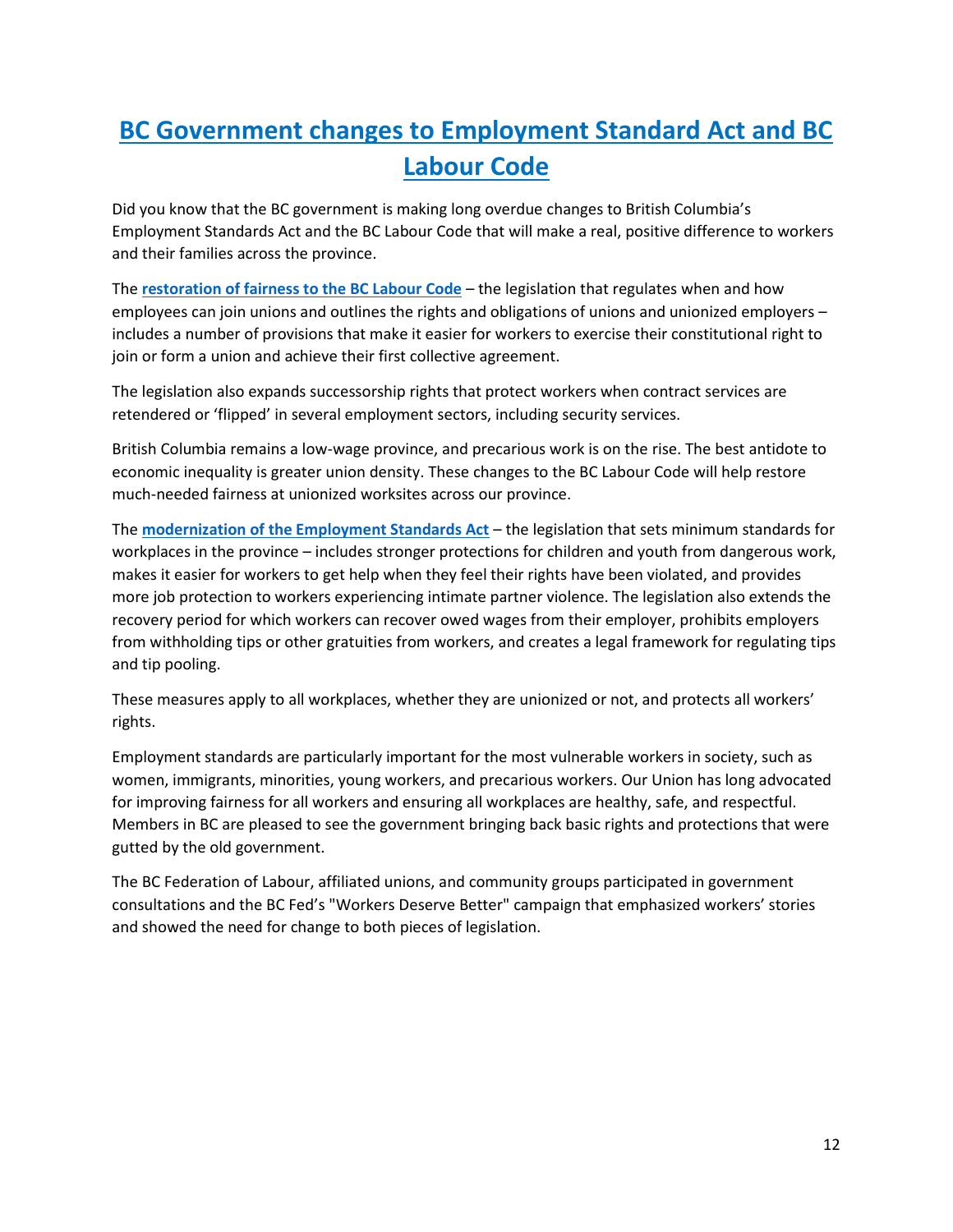# BC Government changes to Employment Standard Act and BC Labour Code

Did you know that the BC government is making long overdue changes to British Columbia's Employment Standards Act and the BC Labour Code that will make a real, positive difference to workers and their families across the province.

The **restoration of fairness to the BC Labour Code** – the legislation that regulates when and how employees can join unions and outlines the rights and obligations of unions and unionized employers – includes a number of provisions that make it easier for workers to exercise their constitutional right to join or form a union and achieve their first collective agreement.

The legislation also expands successorship rights that protect workers when contract services are retendered or 'flipped' in several employment sectors, including security services.

British Columbia remains a low-wage province, and precarious work is on the rise. The best antidote to economic inequality is greater union density. These changes to the BC Labour Code will help restore much-needed fairness at unionized worksites across our province.

The **modernization of the Employment Standards Act** – the legislation that sets minimum standards for workplaces in the province – includes stronger protections for children and youth from dangerous work, makes it easier for workers to get help when they feel their rights have been violated, and provides more job protection to workers experiencing intimate partner violence. The legislation also extends the recovery period for which workers can recover owed wages from their employer, prohibits employers from withholding tips or other gratuities from workers, and creates a legal framework for regulating tips and tip pooling.

These measures apply to all workplaces, whether they are unionized or not, and protects all workers' rights.

Employment standards are particularly important for the most vulnerable workers in society, such as women, immigrants, minorities, young workers, and precarious workers. Our Union has long advocated for improving fairness for all workers and ensuring all workplaces are healthy, safe, and respectful. Members in BC are pleased to see the government bringing back basic rights and protections that were gutted by the old government.

The BC Federation of Labour, affiliated unions, and community groups participated in government consultations and the BC Fed's "Workers Deserve Better" campaign that emphasized workers' stories and showed the need for change to both pieces of legislation.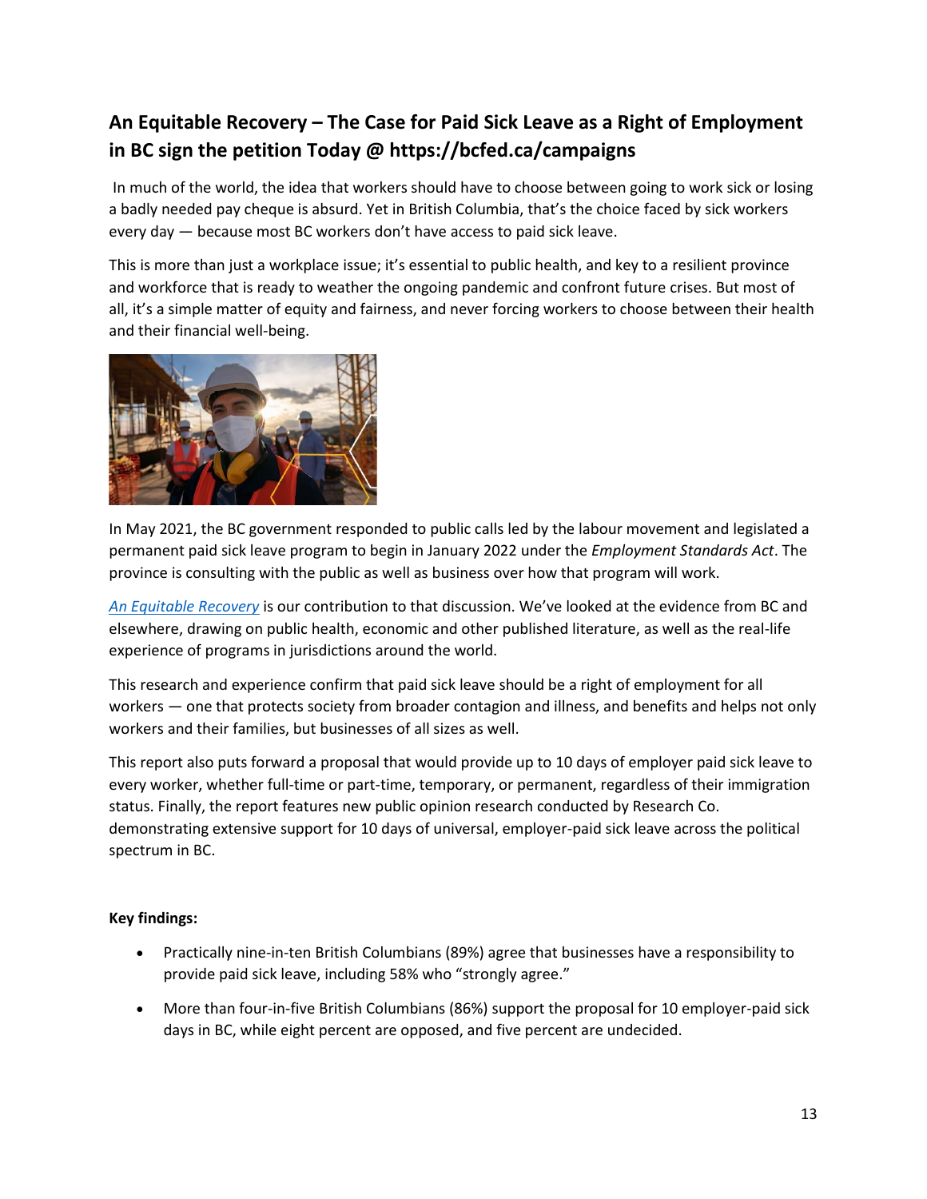## An Equitable Recovery – The Case for Paid Sick Leave as a Right of Employment in BC sign the petition Today @ https://bcfed.ca/campaigns

In much of the world, the idea that workers should have to choose between going to work sick or losing a badly needed pay cheque is absurd. Yet in British Columbia, that's the choice faced by sick workers every day — because most BC workers don't have access to paid sick leave.

This is more than just a workplace issue; it's essential to public health, and key to a resilient province and workforce that is ready to weather the ongoing pandemic and confront future crises. But most of all, it's a simple matter of equity and fairness, and never forcing workers to choose between their health and their financial well-being.

In May 2021, the BC government responded to public calls led by the labour movement and legislated a permanent paid sick leave program to begin in January 2022 under the *Employment Standards Act*. The province is consulting with the public as well as business over how that program will work.

*An Equitable Recovery* is our contribution to that discussion. We've looked at the evidence from BC and elsewhere, drawing on public health, economic and other published literature, as well as the real-life experience of programs in jurisdictions around the world.

This research and experience confirm that paid sick leave should be a right of employment for all workers — one that protects society from broader contagion and illness, and benefits and helps not only workers and their families, but businesses of all sizes as well.

This report also puts forward a proposal that would provide up to 10 days of employer paid sick leave to every worker, whether full-time or part-time, temporary, or permanent, regardless of their immigration status. Finally, the report features new public opinion research conducted by Research Co. demonstrating extensive support for 10 days of universal, employer-paid sick leave across the political spectrum in BC.

**Key findings:**

- Practically nine-in-ten British Columbians (89%) agree that businesses have a responsibility to provide paid sick leave, including 58% who "strongly agree."
- More than four-in-five British Columbians (86%) support the proposal for 10 employer-paid sick days in BC, while eight percent are opposed, and five percent are undecided.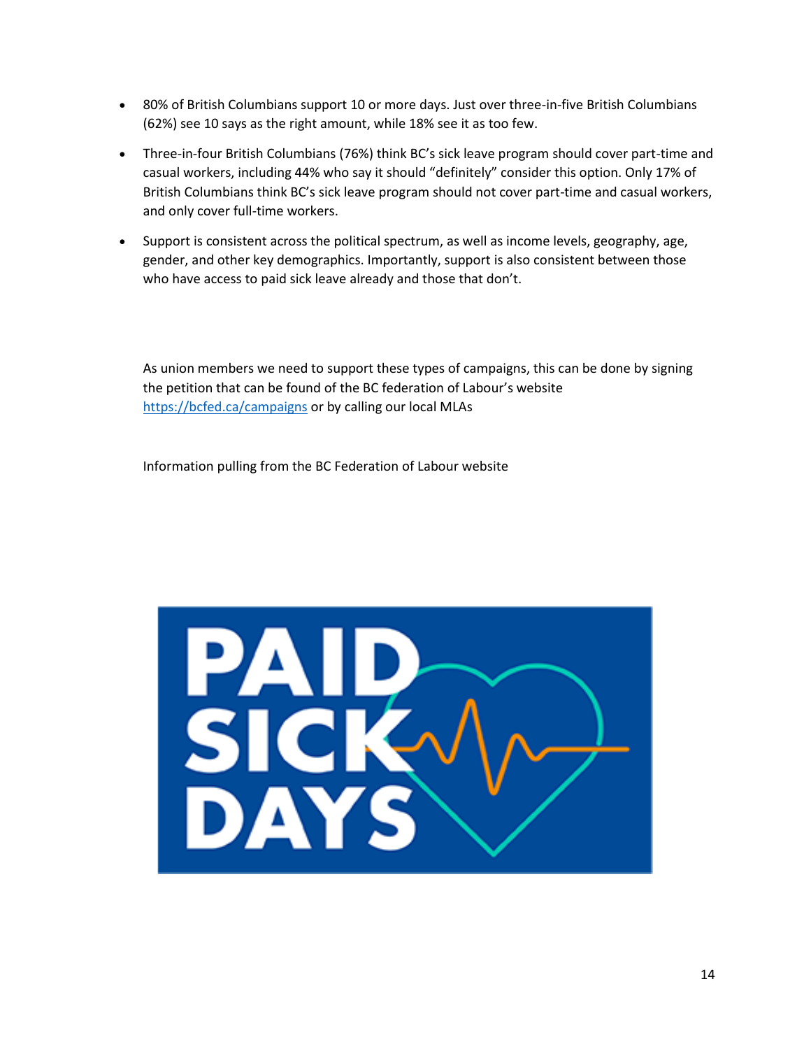- 80% of British Columbians support 10 or more days. Just over three-in-five British Columbians (62%) see 10 says as the right amount, while 18% see it as too few.
- Three-in-four British Columbians (76%) think BC's sick leave program should cover part-time and casual workers, including 44% who say it should "definitely" consider this option. Only 17% of British Columbians think BC's sick leave program should not cover part-time and casual workers, and only cover full-time workers.
- Support is consistent across the political spectrum, as well as income levels, geography, age, gender, and other key demographics. Importantly, support is also consistent between those who have access to paid sick leave already and those that don't.

As union members we need to support these types of campaigns, this can be done by signing the petition that can be found of the BC federation of Labour's website https://bcfed.ca/campaigns or by calling our local MLAs

Information pulling from the BC Federation of Labour website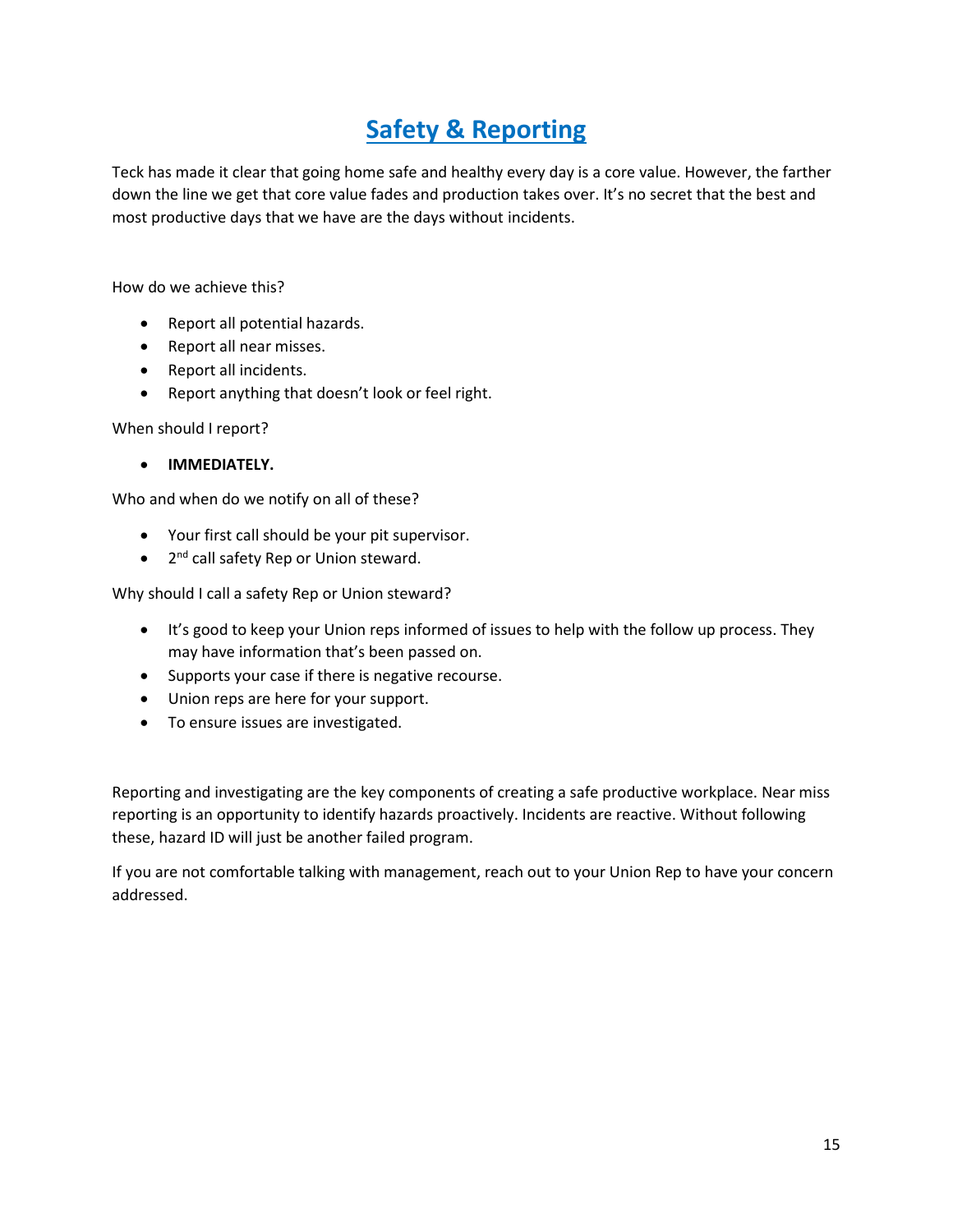# Safety & Reporting

Teck has made it clear that going home safe and healthy every day is a core value. However, the farther down the line we get that core value fades and production takes over. It's no secret that the best and most productive days that we have are the days without incidents.

How do we achieve this?

- Report all potential hazards.
- Report all near misses.
- Report all incidents.
- Report anything that doesn't look or feel right.

When should I report?

- **IMMEDIATELY.**

Who and when do we notify on all of these?

- Your first call should be your pit supervisor.
- 2nd call safety Rep or Union steward.

Why should I call a safety Rep or Union steward?

- It's good to keep your Union reps informed of issues to help with the follow up process. They may have information that's been passed on.
- Supports your case if there is negative recourse.
- Union reps are here for your support.
- To ensure issues are investigated.

Reporting and investigating are the key components of creating a safe productive workplace. Near miss reporting is an opportunity to identify hazards proactively. Incidents are reactive. Without following these, hazard ID will just be another failed program.

If you are not comfortable talking with management, reach out to your Union Rep to have your concern addressed.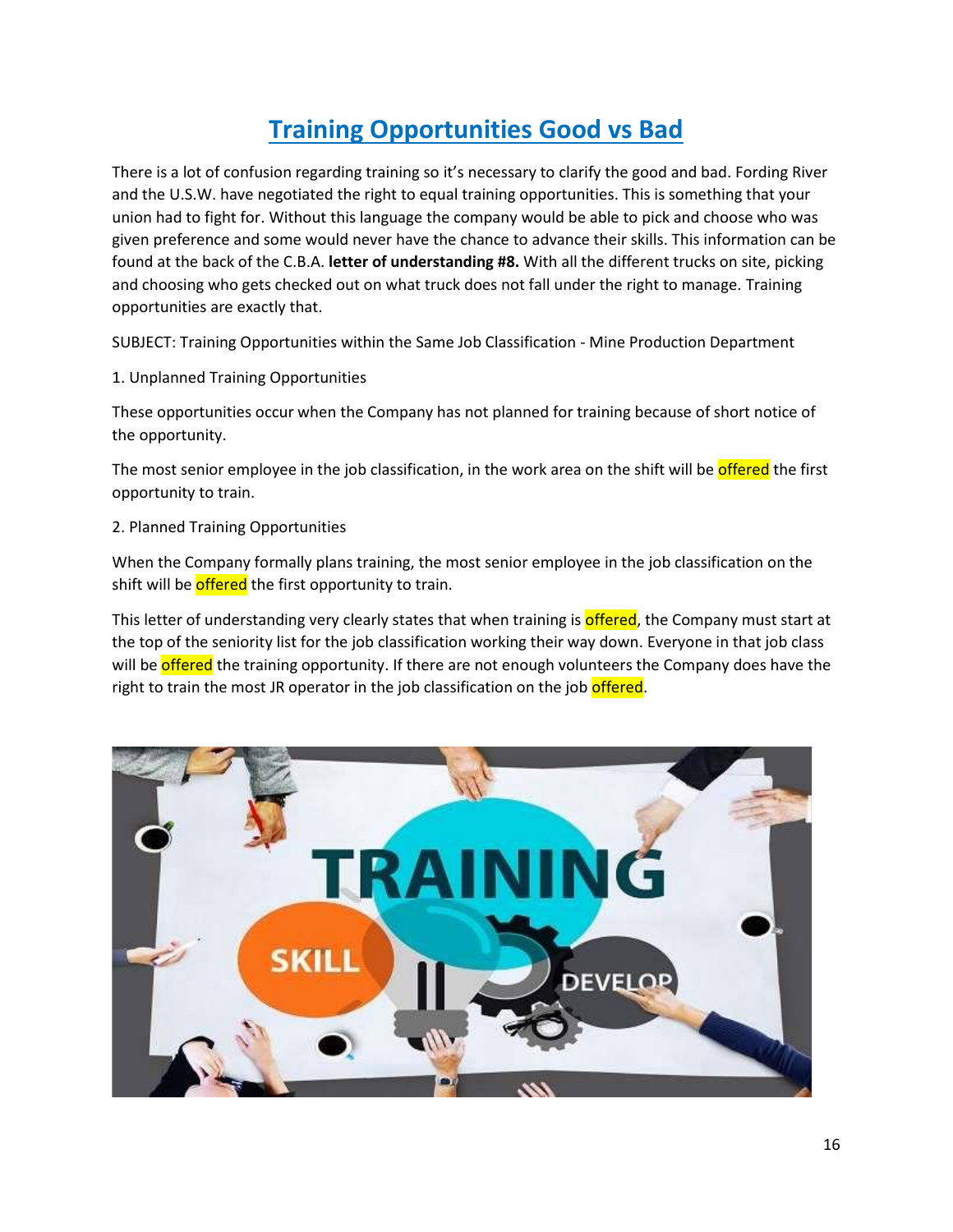# Training Opportunities Good vs Bad

There is a lot of confusion regarding training so it's necessary to clarify the good and bad. Fording River and the U.S.W. have negotiated the right to equal training opportunities. This is something that your union had to fight for. Without this language the company would be able to pick and choose who was given preference and some would never have the chance to advance their skills. This information can be found at the back of the C.B.A. **letter of understanding #8.** With all the different trucks on site, picking and choosing who gets checked out on what truck does not fall under the right to manage. Training opportunities are exactly that.

SUBJECT: Training Opportunities within the Same Job Classification - Mine Production Department

1. Unplanned Training Opportunities

These opportunities occur when the Company has not planned for training because of short notice of the opportunity.

The most senior employee in the job classification, in the work area on the shift will be offered the first opportunity to train.

2. Planned Training Opportunities

When the Company formally plans training, the most senior employee in the job classification on the shift will be offered the first opportunity to train.

This letter of understanding very clearly states that when training is offered, the Company must start at the top of the seniority list for the job classification working their way down. Everyone in that job class will be offered the training opportunity. If there are not enough volunteers the Company does have the right to train the most JR operator in the job classification on the job offered.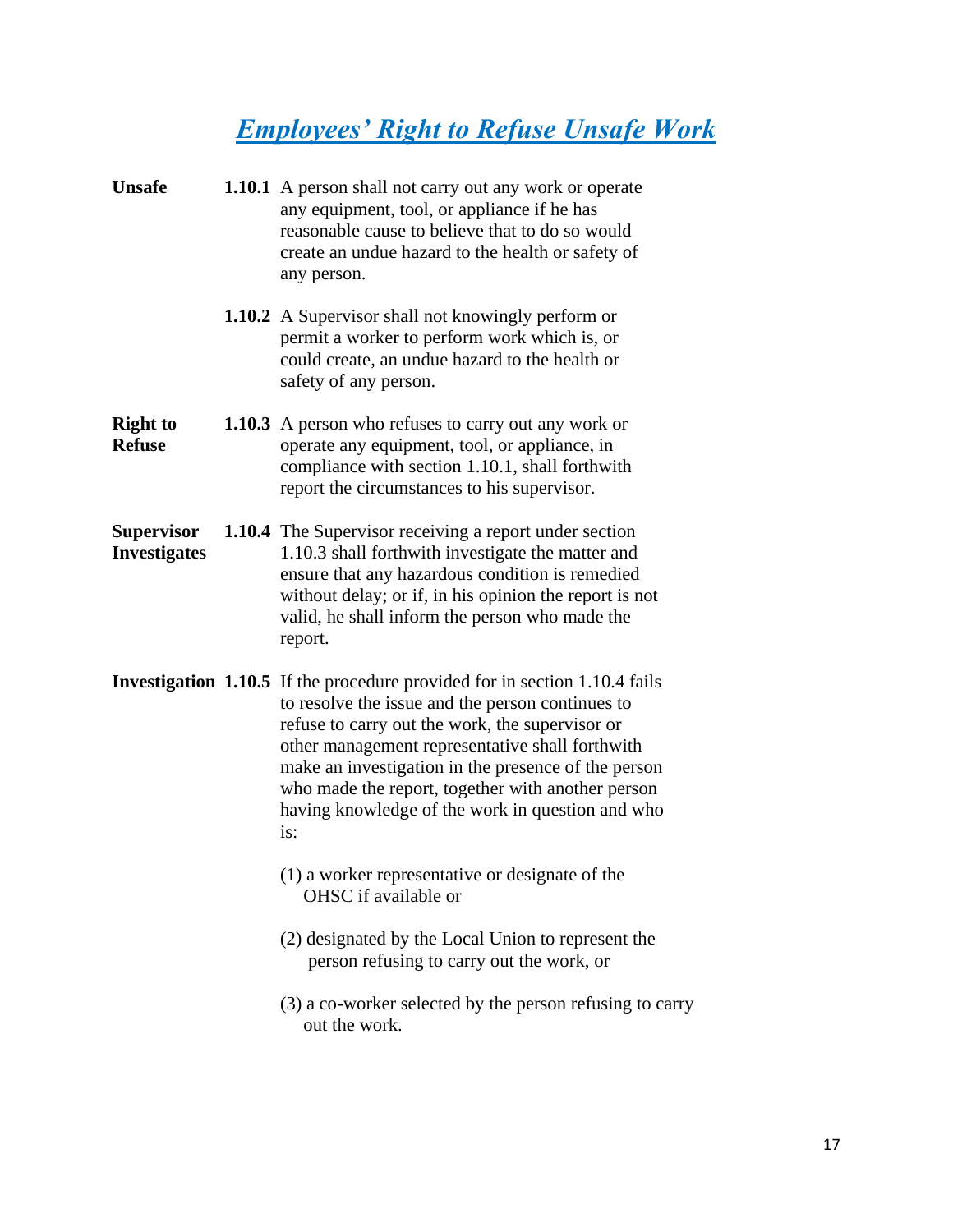# ***Employees' Right to Refuse Unsafe Work***

**Unsafe**

**1.10.1** A person shall not carry out any work or operate any equipment, tool, or appliance if he has reasonable cause to believe that to do so would create an undue hazard to the health or safety of any person.

**1.10.2** A Supervisor shall not knowingly perform or permit a worker to perform work which is, or could create, an undue hazard to the health or safety of any person.

**Right to Refuse**

**1.10.3** A person who refuses to carry out any work or operate any equipment, tool, or appliance, in compliance with section 1.10.1, shall forthwith report the circumstances to his supervisor.

**Supervisor Investigates**

**1.10.4** The Supervisor receiving a report under section 1.10.3 shall forthwith investigate the matter and ensure that any hazardous condition is remedied without delay; or if, in his opinion the report is not valid, he shall inform the person who made the report.

**Investigation**

**1.10.5** If the procedure provided for in section 1.10.4 fails to resolve the issue and the person continues to refuse to carry out the work, the supervisor or other management representative shall forthwith make an investigation in the presence of the person who made the report, together with another person having knowledge of the work in question and who is:

(1) a worker representative or designate of the OHSC if available or

(2) designated by the Local Union to represent the person refusing to carry out the work, or

(3) a co-worker selected by the person refusing to carry out the work.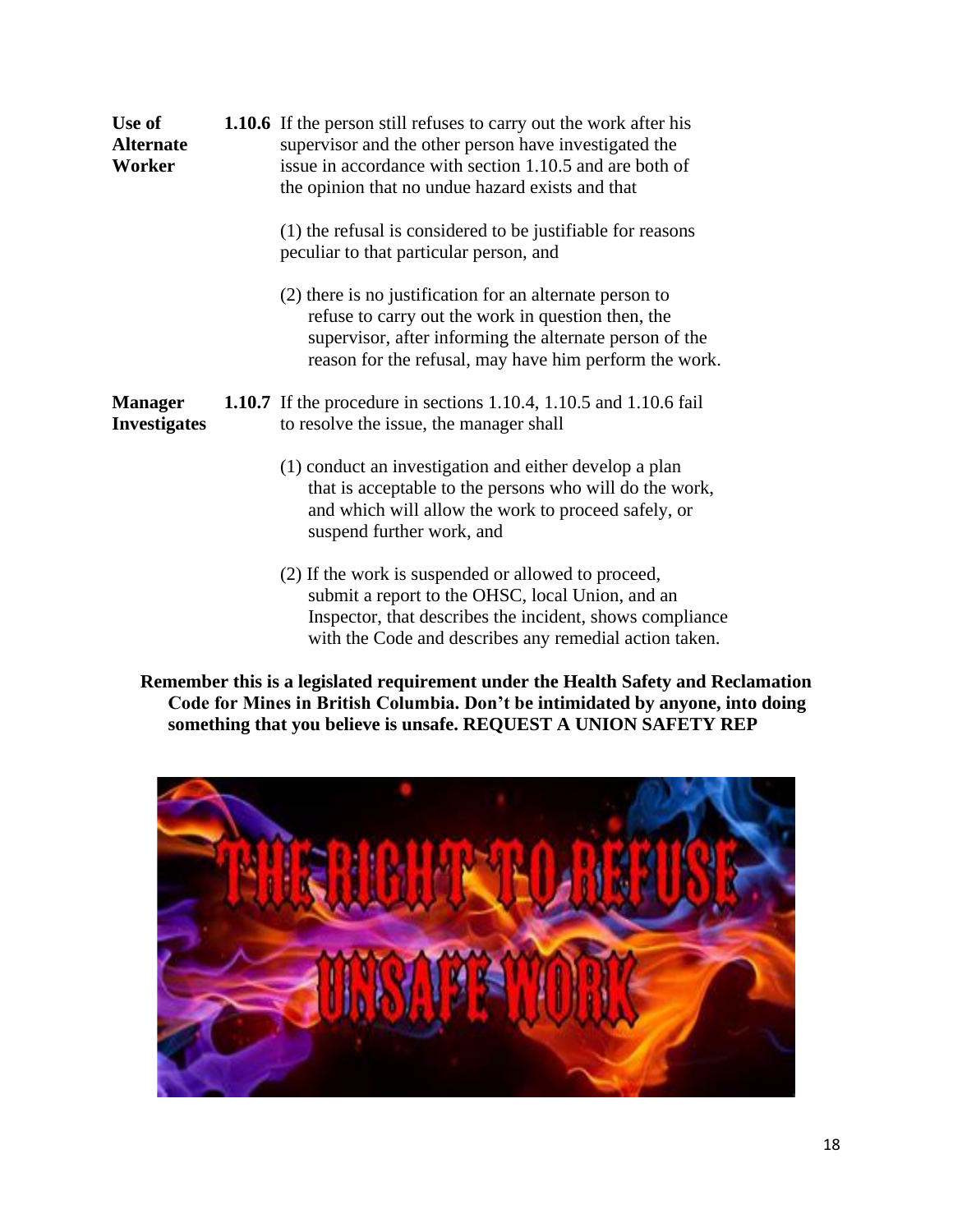**Use of Alternate Worker**

**1.10.6** If the person still refuses to carry out the work after his supervisor and the other person have investigated the issue in accordance with section 1.10.5 and are both of the opinion that no undue hazard exists and that

(1) the refusal is considered to be justifiable for reasons peculiar to that particular person, and

(2) there is no justification for an alternate person to refuse to carry out the work in question then, the supervisor, after informing the alternate person of the reason for the refusal, may have him perform the work.

**Manager Investigates**

**1.10.7** If the procedure in sections 1.10.4, 1.10.5 and 1.10.6 fail to resolve the issue, the manager shall

(1) conduct an investigation and either develop a plan that is acceptable to the persons who will do the work, and which will allow the work to proceed safely, or suspend further work, and

(2) If the work is suspended or allowed to proceed, submit a report to the OHSC, local Union, and an Inspector, that describes the incident, shows compliance with the Code and describes any remedial action taken.

**Remember this is a legislated requirement under the Health Safety and Reclamation Code for Mines in British Columbia. Don't be intimidated by anyone, into doing something that you believe is unsafe. REQUEST A UNION SAFETY REP**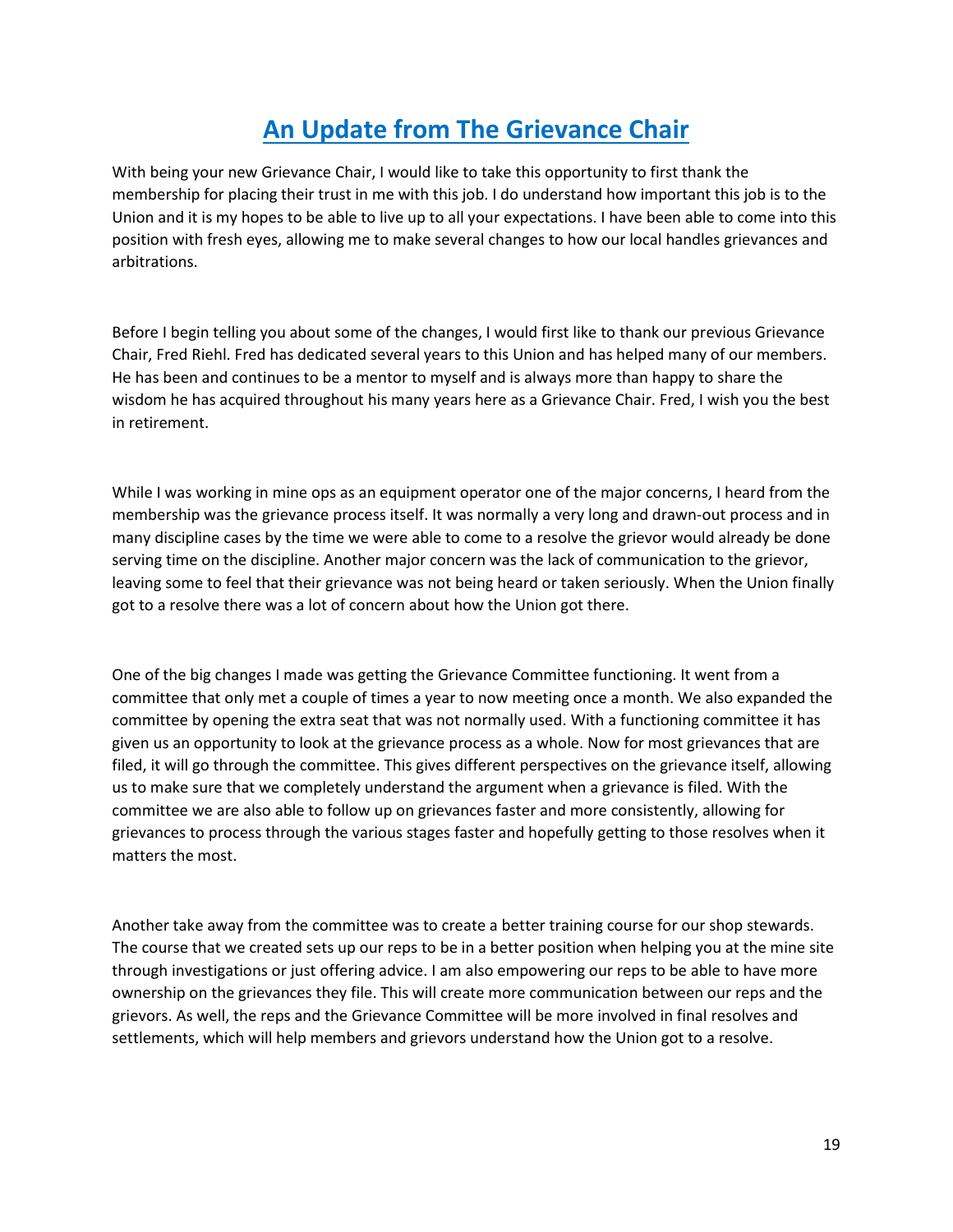# An Update from The Grievance Chair

With being your new Grievance Chair, I would like to take this opportunity to first thank the membership for placing their trust in me with this job. I do understand how important this job is to the Union and it is my hopes to be able to live up to all your expectations. I have been able to come into this position with fresh eyes, allowing me to make several changes to how our local handles grievances and arbitrations.

Before I begin telling you about some of the changes, I would first like to thank our previous Grievance Chair, Fred Riehl. Fred has dedicated several years to this Union and has helped many of our members. He has been and continues to be a mentor to myself and is always more than happy to share the wisdom he has acquired throughout his many years here as a Grievance Chair. Fred, I wish you the best in retirement.

While I was working in mine ops as an equipment operator one of the major concerns, I heard from the membership was the grievance process itself. It was normally a very long and drawn-out process and in many discipline cases by the time we were able to come to a resolve the grievor would already be done serving time on the discipline. Another major concern was the lack of communication to the grievor, leaving some to feel that their grievance was not being heard or taken seriously. When the Union finally got to a resolve there was a lot of concern about how the Union got there.

One of the big changes I made was getting the Grievance Committee functioning. It went from a committee that only met a couple of times a year to now meeting once a month. We also expanded the committee by opening the extra seat that was not normally used. With a functioning committee it has given us an opportunity to look at the grievance process as a whole. Now for most grievances that are filed, it will go through the committee. This gives different perspectives on the grievance itself, allowing us to make sure that we completely understand the argument when a grievance is filed. With the committee we are also able to follow up on grievances faster and more consistently, allowing for grievances to process through the various stages faster and hopefully getting to those resolves when it matters the most.

Another take away from the committee was to create a better training course for our shop stewards. The course that we created sets up our reps to be in a better position when helping you at the mine site through investigations or just offering advice. I am also empowering our reps to be able to have more ownership on the grievances they file. This will create more communication between our reps and the grievors. As well, the reps and the Grievance Committee will be more involved in final resolves and settlements, which will help members and grievors understand how the Union got to a resolve.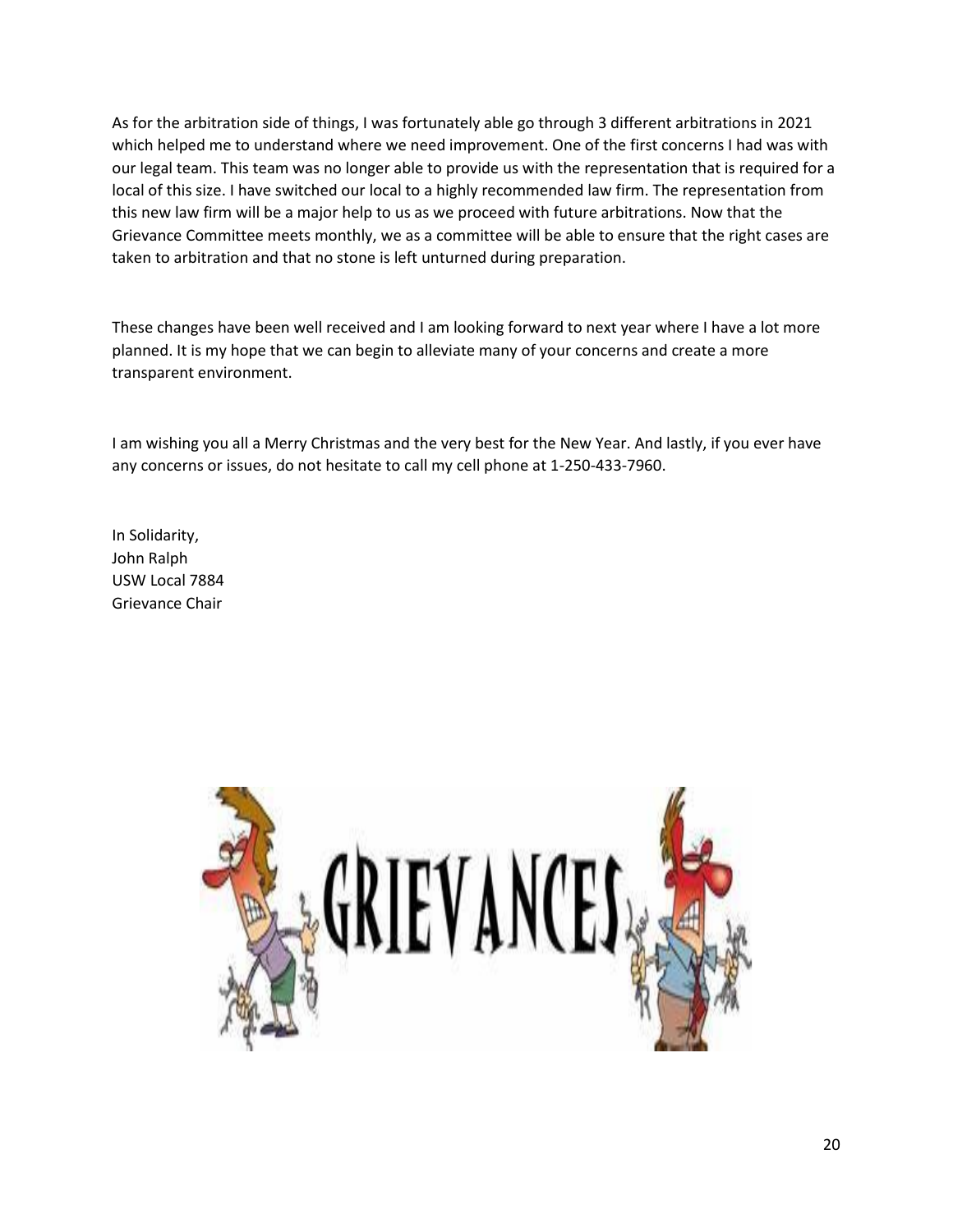As for the arbitration side of things, I was fortunately able go through 3 different arbitrations in 2021 which helped me to understand where we need improvement. One of the first concerns I had was with our legal team. This team was no longer able to provide us with the representation that is required for a local of this size. I have switched our local to a highly recommended law firm. The representation from this new law firm will be a major help to us as we proceed with future arbitrations. Now that the Grievance Committee meets monthly, we as a committee will be able to ensure that the right cases are taken to arbitration and that no stone is left unturned during preparation.

These changes have been well received and I am looking forward to next year where I have a lot more planned. It is my hope that we can begin to alleviate many of your concerns and create a more transparent environment.

I am wishing you all a Merry Christmas and the very best for the New Year. And lastly, if you ever have any concerns or issues, do not hesitate to call my cell phone at 1-250-433-7960.

In Solidarity,  
John Ralph  
USW Local 7884  
Grievance Chair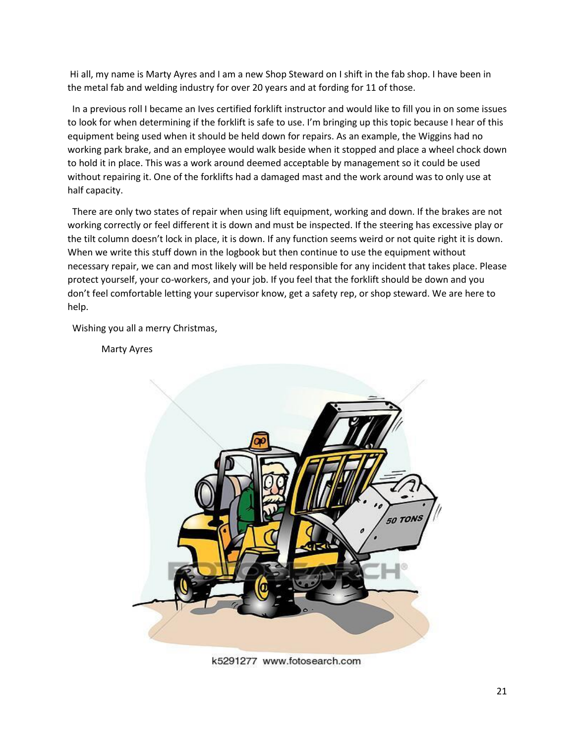Hi all, my name is Marty Ayres and I am a new Shop Steward on I shift in the fab shop. I have been in the metal fab and welding industry for over 20 years and at fording for 11 of those.

In a previous roll I became an Ives certified forklift instructor and would like to fill you in on some issues to look for when determining if the forklift is safe to use. I'm bringing up this topic because I hear of this equipment being used when it should be held down for repairs. As an example, the Wiggins had no working park brake, and an employee would walk beside when it stopped and place a wheel chock down to hold it in place. This was a work around deemed acceptable by management so it could be used without repairing it. One of the forklifts had a damaged mast and the work around was to only use at half capacity.

There are only two states of repair when using lift equipment, working and down. If the brakes are not working correctly or feel different it is down and must be inspected. If the steering has excessive play or the tilt column doesn't lock in place, it is down. If any function seems weird or not quite right it is down. When we write this stuff down in the logbook but then continue to use the equipment without necessary repair, we can and most likely will be held responsible for any incident that takes place. Please protect yourself, your co-workers, and your job. If you feel that the forklift should be down and you don't feel comfortable letting your supervisor know, get a safety rep, or shop steward. We are here to help.

Wishing you all a merry Christmas,

Marty Ayres

k5291277 www.fotosearch.com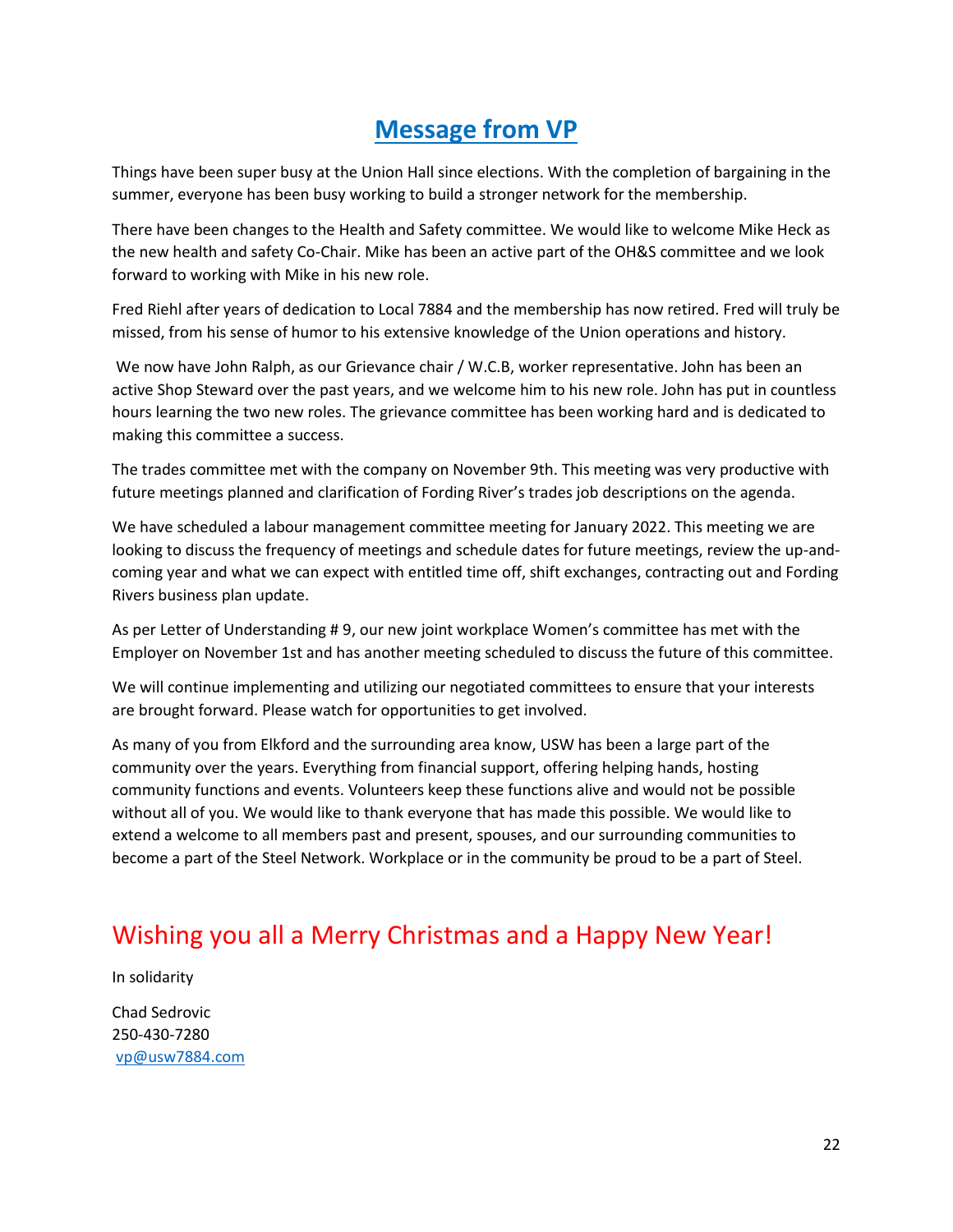# Message from VP

Things have been super busy at the Union Hall since elections. With the completion of bargaining in the summer, everyone has been busy working to build a stronger network for the membership.

There have been changes to the Health and Safety committee. We would like to welcome Mike Heck as the new health and safety Co-Chair. Mike has been an active part of the OH&S committee and we look forward to working with Mike in his new role.

Fred Riehl after years of dedication to Local 7884 and the membership has now retired. Fred will truly be missed, from his sense of humor to his extensive knowledge of the Union operations and history.

We now have John Ralph, as our Grievance chair / W.C.B, worker representative. John has been an active Shop Steward over the past years, and we welcome him to his new role. John has put in countless hours learning the two new roles. The grievance committee has been working hard and is dedicated to making this committee a success.

The trades committee met with the company on November 9th. This meeting was very productive with future meetings planned and clarification of Fording River's trades job descriptions on the agenda.

We have scheduled a labour management committee meeting for January 2022. This meeting we are looking to discuss the frequency of meetings and schedule dates for future meetings, review the up-and-coming year and what we can expect with entitled time off, shift exchanges, contracting out and Fording Rivers business plan update.

As per Letter of Understanding # 9, our new joint workplace Women's committee has met with the Employer on November 1st and has another meeting scheduled to discuss the future of this committee.

We will continue implementing and utilizing our negotiated committees to ensure that your interests are brought forward. Please watch for opportunities to get involved.

As many of you from Elkford and the surrounding area know, USW has been a large part of the community over the years. Everything from financial support, offering helping hands, hosting community functions and events. Volunteers keep these functions alive and would not be possible without all of you. We would like to thank everyone that has made this possible. We would like to extend a welcome to all members past and present, spouses, and our surrounding communities to become a part of the Steel Network. Workplace or in the community be proud to be a part of Steel.

## Wishing you all a Merry Christmas and a Happy New Year!

In solidarity

Chad Sedrovic
250-430-7280
vp@usw7884.com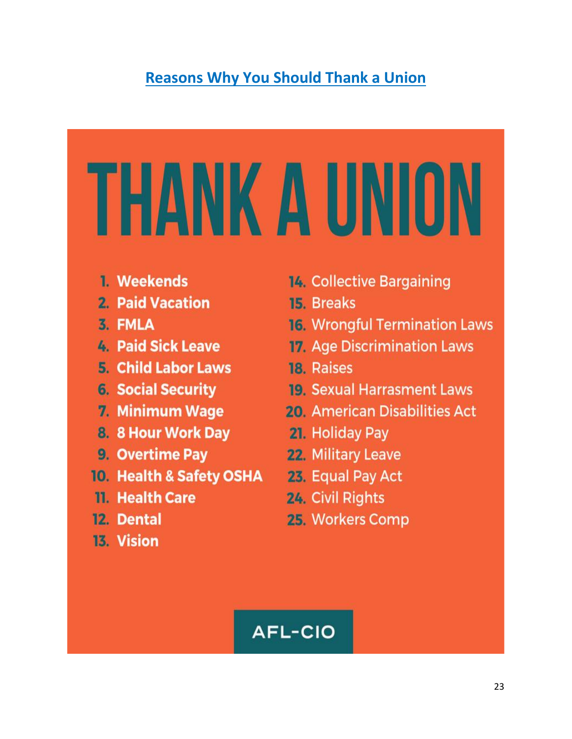## Reasons Why You Should Thank a Union

# THANK A UNION

1. Weekends
2. Paid Vacation
3. FMLA
4. Paid Sick Leave
5. Child Labor Laws
6. Social Security
7. Minimum Wage
8. 8 Hour Work Day
9. Overtime Pay
10. Health & Safety OSHA
11. Health Care
12. Dental
13. Vision
14. Collective Bargaining
15. Breaks
16. Wrongful Termination Laws
17. Age Discrimination Laws
18. Raises
19. Sexual Harrasment Laws
20. American Disabilities Act
21. Holiday Pay
22. Military Leave
23. Equal Pay Act
24. Civil Rights
25. Workers Comp

AFL-CIO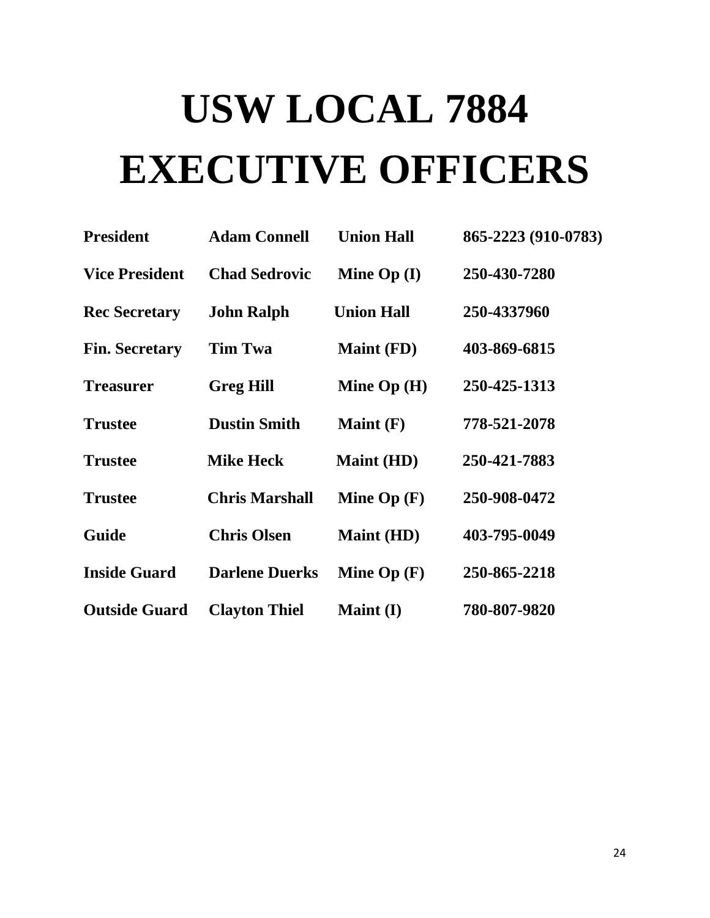# USW LOCAL 7884 EXECUTIVE OFFICERS

| | | | |
|---|---|---|---|
| **President** | **Adam Connell** | **Union Hall** | **865-2223 (910-0783)** |
| **Vice President** | **Chad Sedrovic** | **Mine Op (I)** | **250-430-7280** |
| **Rec Secretary** | **John Ralph** | **Union Hall** | **250-4337960** |
| **Fin. Secretary** | **Tim Twa** | **Maint (FD)** | **403-869-6815** |
| **Treasurer** | **Greg Hill** | **Mine Op (H)** | **250-425-1313** |
| **Trustee** | **Dustin Smith** | **Maint (F)** | **778-521-2078** |
| **Trustee** | **Mike Heck** | **Maint (HD)** | **250-421-7883** |
| **Trustee** | **Chris Marshall** | **Mine Op (F)** | **250-908-0472** |
| **Guide** | **Chris Olsen** | **Maint (HD)** | **403-795-0049** |
| **Inside Guard** | **Darlene Duerks** | **Mine Op (F)** | **250-865-2218** |
| **Outside Guard** | **Clayton Thiel** | **Maint (I)** | **780-807-9820** |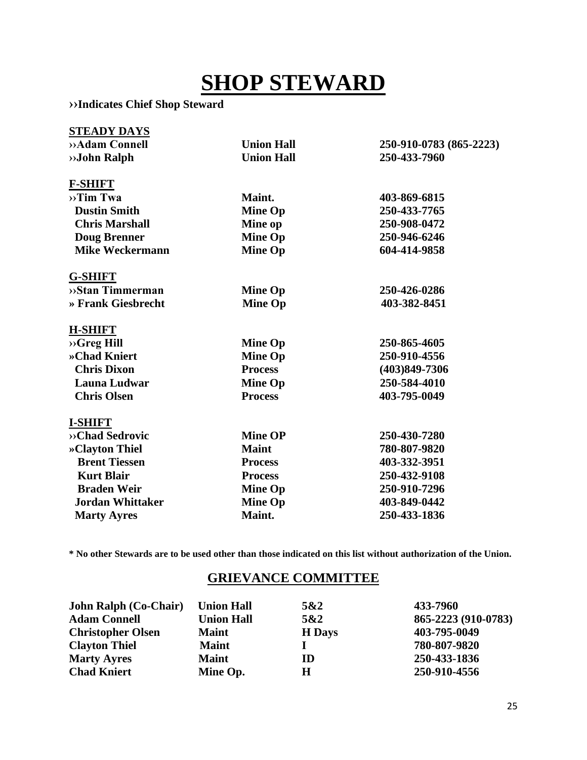# SHOP STEWARD

**››Indicates Chief Shop Steward**

| | | |
|---|---|---|
| **STEADY DAYS** | | |
| **››Adam Connell** | **Union Hall** | **250-910-0783 (865-2223)** |
| **››John Ralph** | **Union Hall** | **250-433-7960** |
| **F-SHIFT** | | |
| **››Tim Twa** | **Maint.** | **403-869-6815** |
| **Dustin Smith** | **Mine Op** | **250-433-7765** |
| **Chris Marshall** | **Mine op** | **250-908-0472** |
| **Doug Brenner** | **Mine Op** | **250-946-6246** |
| **Mike Weckermann** | **Mine Op** | **604-414-9858** |
| **G-SHIFT** | | |
| **››Stan Timmerman** | **Mine Op** | **250-426-0286** |
| **» Frank Giesbrecht** | **Mine Op** | **403-382-8451** |
| **H-SHIFT** | | |
| **››Greg Hill** | **Mine Op** | **250-865-4605** |
| **»Chad Kniert** | **Mine Op** | **250-910-4556** |
| **Chris Dixon** | **Process** | **(403)849-7306** |
| **Launa Ludwar** | **Mine Op** | **250-584-4010** |
| **Chris Olsen** | **Process** | **403-795-0049** |
| **I-SHIFT** | | |
| **››Chad Sedrovic** | **Mine OP** | **250-430-7280** |
| **»Clayton Thiel** | **Maint** | **780-807-9820** |
| **Brent Tiessen** | **Process** | **403-332-3951** |
| **Kurt Blair** | **Process** | **250-432-9108** |
| **Braden Weir** | **Mine Op** | **250-910-7296** |
| **Jordan Whittaker** | **Mine Op** | **403-849-0442** |
| **Marty Ayres** | **Maint.** | **250-433-1836** |

**\* No other Stewards are to be used other than those indicated on this list without authorization of the Union.**

## GRIEVANCE COMMITTEE

| | | | |
|---|---|---|---|
| **John Ralph (Co-Chair)** | **Union Hall** | **5&2** | **433-7960** |
| **Adam Connell** | **Union Hall** | **5&2** | **865-2223 (910-0783)** |
| **Christopher Olsen** | **Maint** | **H Days** | **403-795-0049** |
| **Clayton Thiel** | **Maint** | **I** | **780-807-9820** |
| **Marty Ayres** | **Maint** | **ID** | **250-433-1836** |
| **Chad Kniert** | **Mine Op.** | **H** | **250-910-4556** |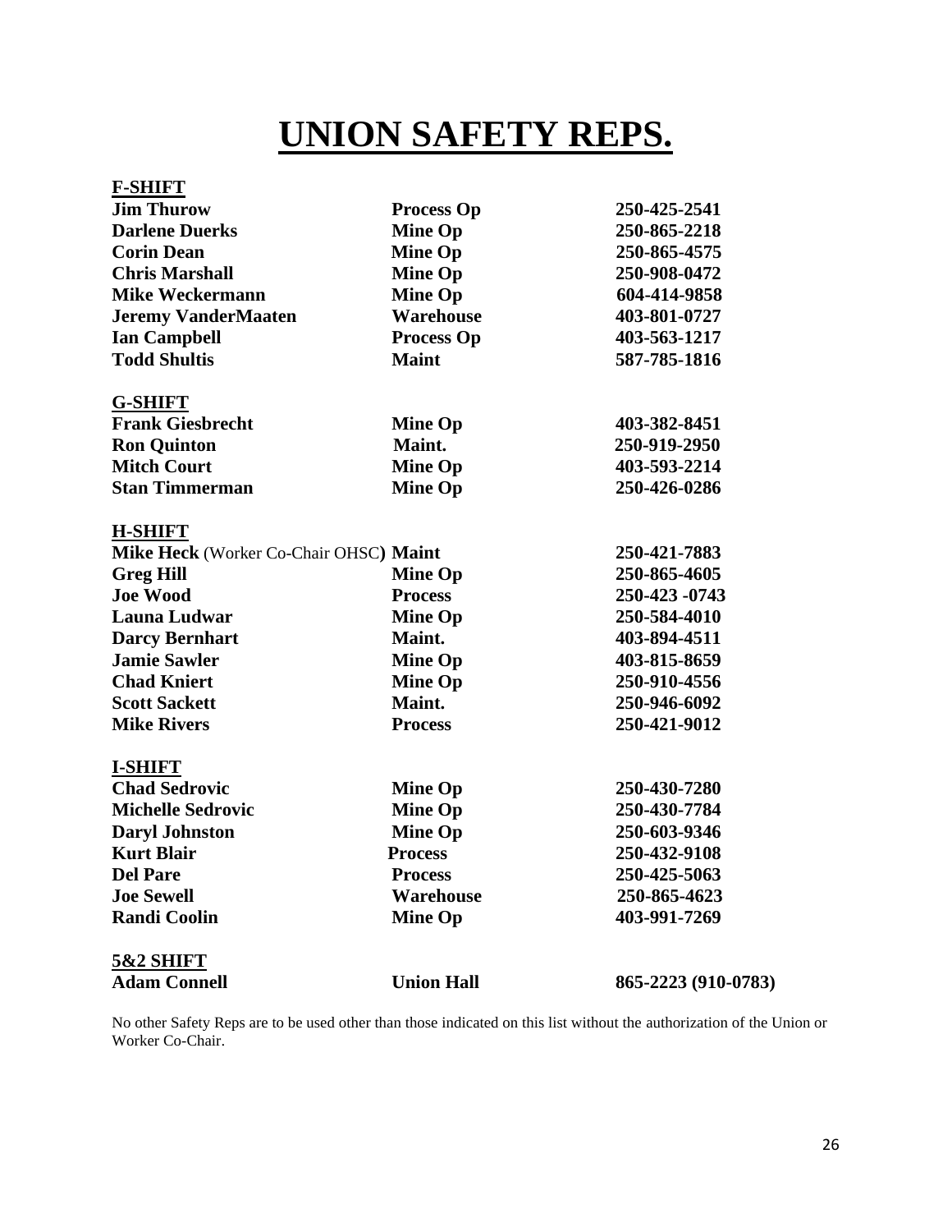# UNION SAFETY REPS.

| | | |
|---|---|---|
| **F-SHIFT** | | |
| **Jim Thurow** | **Process Op** | **250-425-2541** |
| **Darlene Duerks** | **Mine Op** | **250-865-2218** |
| **Corin Dean** | **Mine Op** | **250-865-4575** |
| **Chris Marshall** | **Mine Op** | **250-908-0472** |
| **Mike Weckermann** | **Mine Op** | **604-414-9858** |
| **Jeremy VanderMaaten** | **Warehouse** | **403-801-0727** |
| **Ian Campbell** | **Process Op** | **403-563-1217** |
| **Todd Shultis** | **Maint** | **587-785-1816** |
| **G-SHIFT** | | |
| **Frank Giesbrecht** | **Mine Op** | **403-382-8451** |
| **Ron Quinton** | **Maint.** | **250-919-2950** |
| **Mitch Court** | **Mine Op** | **403-593-2214** |
| **Stan Timmerman** | **Mine Op** | **250-426-0286** |
| **H-SHIFT** | | |
| **Mike Heck** (Worker Co-Chair OHSC**)** | **Maint** | **250-421-7883** |
| **Greg Hill** | **Mine Op** | **250-865-4605** |
| **Joe Wood** | **Process** | **250-423 -0743** |
| **Launa Ludwar** | **Mine Op** | **250-584-4010** |
| **Darcy Bernhart** | **Maint.** | **403-894-4511** |
| **Jamie Sawler** | **Mine Op** | **403-815-8659** |
| **Chad Kniert** | **Mine Op** | **250-910-4556** |
| **Scott Sackett** | **Maint.** | **250-946-6092** |
| **Mike Rivers** | **Process** | **250-421-9012** |
| **I-SHIFT** | | |
| **Chad Sedrovic** | **Mine Op** | **250-430-7280** |
| **Michelle Sedrovic** | **Mine Op** | **250-430-7784** |
| **Daryl Johnston** | **Mine Op** | **250-603-9346** |
| **Kurt Blair** | **Process** | **250-432-9108** |
| **Del Pare** | **Process** | **250-425-5063** |
| **Joe Sewell** | **Warehouse** | **250-865-4623** |
| **Randi Coolin** | **Mine Op** | **403-991-7269** |
| **5&2 SHIFT** | | |
| **Adam Connell** | **Union Hall** | **865-2223 (910-0783)** |

No other Safety Reps are to be used other than those indicated on this list without the authorization of the Union or Worker Co-Chair.